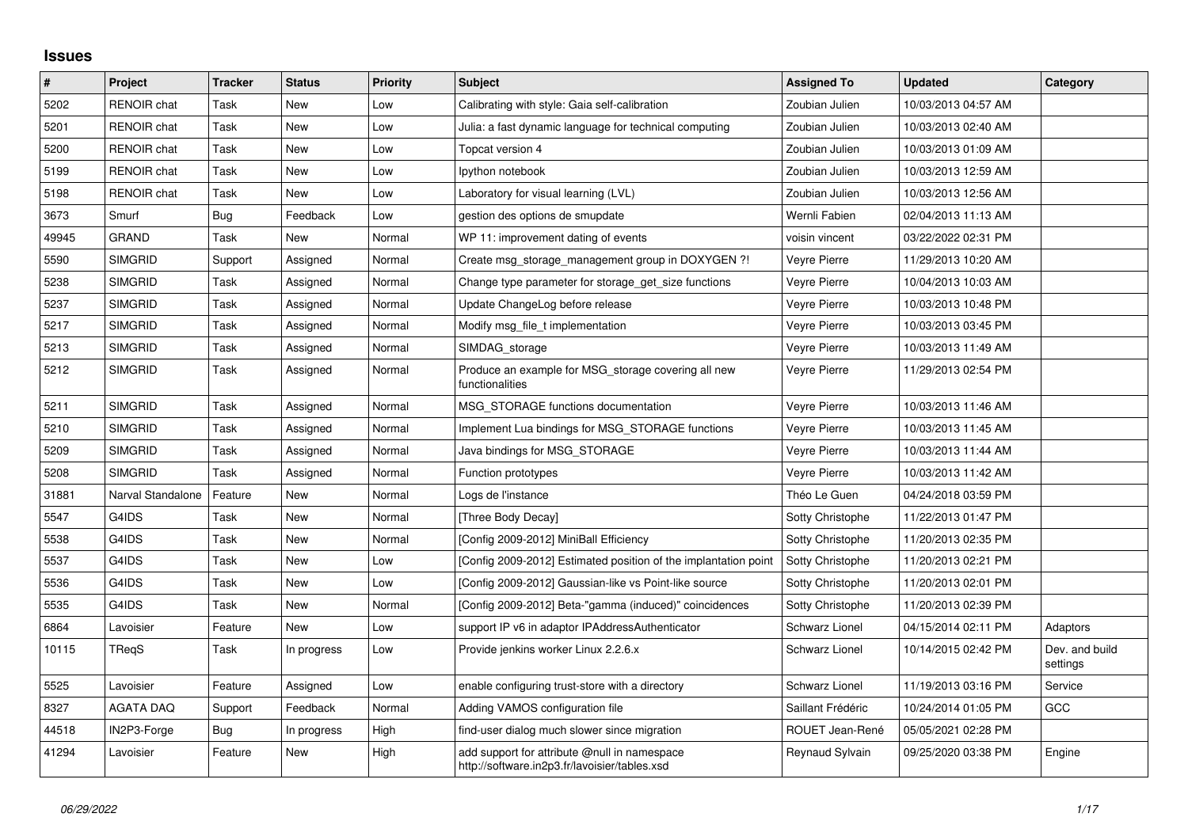# Issues

| # | Project | Tracker | Status | Priority | Subject | Assigned To | Updated | Category |
|---|---|---|---|---|---|---|---|---|
| 5202 | RENOIR chat | Task | New | Low | Calibrating with style: Gaia self-calibration | Zoubian Julien | 10/03/2013 04:57 AM | |
| 5201 | RENOIR chat | Task | New | Low | Julia: a fast dynamic language for technical computing | Zoubian Julien | 10/03/2013 02:40 AM | |
| 5200 | RENOIR chat | Task | New | Low | Topcat version 4 | Zoubian Julien | 10/03/2013 01:09 AM | |
| 5199 | RENOIR chat | Task | New | Low | Ipython notebook | Zoubian Julien | 10/03/2013 12:59 AM | |
| 5198 | RENOIR chat | Task | New | Low | Laboratory for visual learning (LVL) | Zoubian Julien | 10/03/2013 12:56 AM | |
| 3673 | Smurf | Bug | Feedback | Low | gestion des options de smupdate | Wernli Fabien | 02/04/2013 11:13 AM | |
| 49945 | GRAND | Task | New | Normal | WP 11: improvement dating of events | voisin vincent | 03/22/2022 02:31 PM | |
| 5590 | SIMGRID | Support | Assigned | Normal | Create msg_storage_management group in DOXYGEN ?! | Veyre Pierre | 11/29/2013 10:20 AM | |
| 5238 | SIMGRID | Task | Assigned | Normal | Change type parameter for storage_get_size functions | Veyre Pierre | 10/04/2013 10:03 AM | |
| 5237 | SIMGRID | Task | Assigned | Normal | Update ChangeLog before release | Veyre Pierre | 10/03/2013 10:48 PM | |
| 5217 | SIMGRID | Task | Assigned | Normal | Modify msg_file_t implementation | Veyre Pierre | 10/03/2013 03:45 PM | |
| 5213 | SIMGRID | Task | Assigned | Normal | SIMDAG_storage | Veyre Pierre | 10/03/2013 11:49 AM | |
| 5212 | SIMGRID | Task | Assigned | Normal | Produce an example for MSG_storage covering all new functionalities | Veyre Pierre | 11/29/2013 02:54 PM | |
| 5211 | SIMGRID | Task | Assigned | Normal | MSG_STORAGE functions documentation | Veyre Pierre | 10/03/2013 11:46 AM | |
| 5210 | SIMGRID | Task | Assigned | Normal | Implement Lua bindings for MSG_STORAGE functions | Veyre Pierre | 10/03/2013 11:45 AM | |
| 5209 | SIMGRID | Task | Assigned | Normal | Java bindings for MSG_STORAGE | Veyre Pierre | 10/03/2013 11:44 AM | |
| 5208 | SIMGRID | Task | Assigned | Normal | Function prototypes | Veyre Pierre | 10/03/2013 11:42 AM | |
| 31881 | Narval Standalone | Feature | New | Normal | Logs de l'instance | Théo Le Guen | 04/24/2018 03:59 PM | |
| 5547 | G4IDS | Task | New | Normal | [Three Body Decay] | Sotty Christophe | 11/22/2013 01:47 PM | |
| 5538 | G4IDS | Task | New | Normal | [Config 2009-2012] MiniBall Efficiency | Sotty Christophe | 11/20/2013 02:35 PM | |
| 5537 | G4IDS | Task | New | Low | [Config 2009-2012] Estimated position of the implantation point | Sotty Christophe | 11/20/2013 02:21 PM | |
| 5536 | G4IDS | Task | New | Low | [Config 2009-2012] Gaussian-like vs Point-like source | Sotty Christophe | 11/20/2013 02:01 PM | |
| 5535 | G4IDS | Task | New | Normal | [Config 2009-2012] Beta-"gamma (induced)" coincidences | Sotty Christophe | 11/20/2013 02:39 PM | |
| 6864 | Lavoisier | Feature | New | Low | support IP v6 in adaptor IPAddressAuthenticator | Schwarz Lionel | 04/15/2014 02:11 PM | Adaptors |
| 10115 | TReqS | Task | In progress | Low | Provide jenkins worker Linux 2.2.6.x | Schwarz Lionel | 10/14/2015 02:42 PM | Dev. and build settings |
| 5525 | Lavoisier | Feature | Assigned | Low | enable configuring trust-store with a directory | Schwarz Lionel | 11/19/2013 03:16 PM | Service |
| 8327 | AGATA DAQ | Support | Feedback | Normal | Adding VAMOS configuration file | Saillant Frédéric | 10/24/2014 01:05 PM | GCC |
| 44518 | IN2P3-Forge | Bug | In progress | High | find-user dialog much slower since migration | ROUET Jean-René | 05/05/2021 02:28 PM | |
| 41294 | Lavoisier | Feature | New | High | add support for attribute @null in namespace http://software.in2p3.fr/lavoisier/tables.xsd | Reynaud Sylvain | 09/25/2020 03:38 PM | Engine |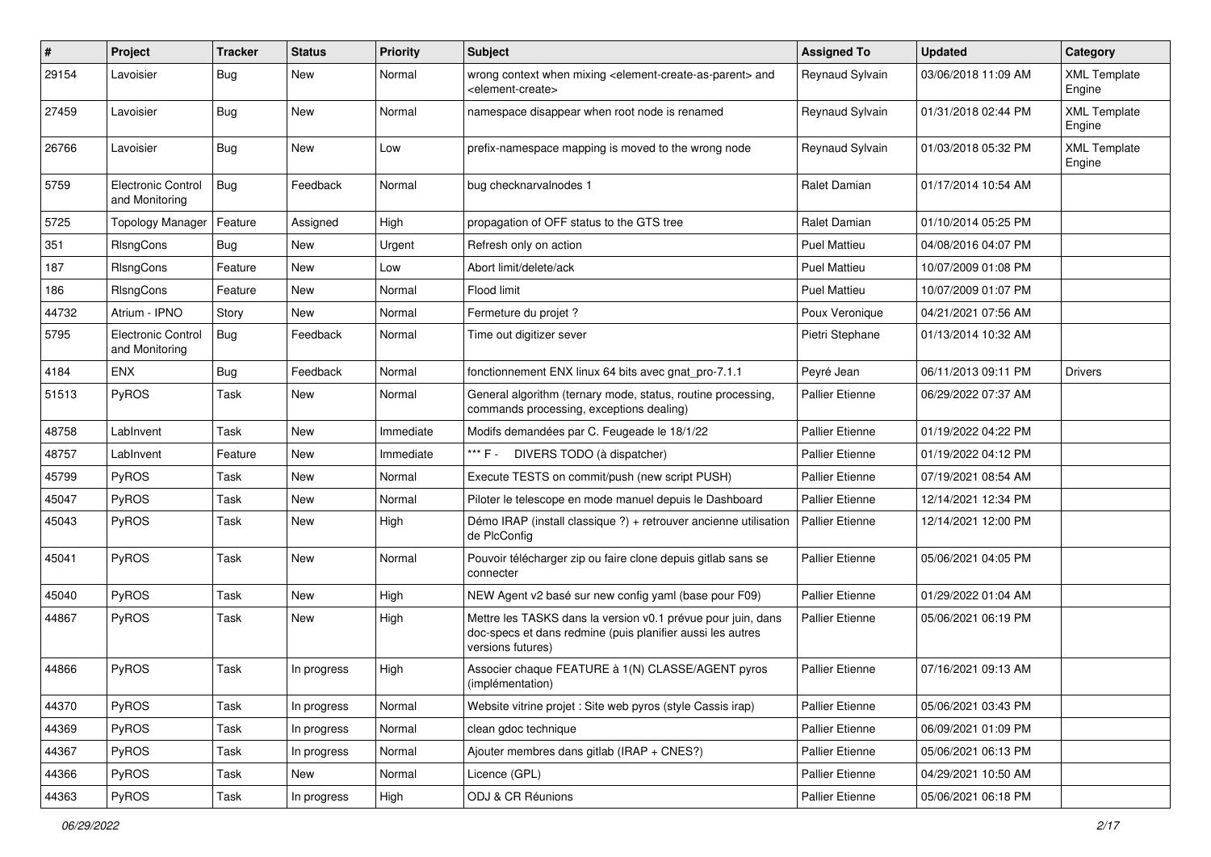| # | Project | Tracker | Status | Priority | Subject | Assigned To | Updated | Category |
|---|---|---|---|---|---|---|---|---|
| 29154 | Lavoisier | Bug | New | Normal | wrong context when mixing <element-create-as-parent> and <element-create> | Reynaud Sylvain | 03/06/2018 11:09 AM | XML Template Engine |
| 27459 | Lavoisier | Bug | New | Normal | namespace disappear when root node is renamed | Reynaud Sylvain | 01/31/2018 02:44 PM | XML Template Engine |
| 26766 | Lavoisier | Bug | New | Low | prefix-namespace mapping is moved to the wrong node | Reynaud Sylvain | 01/03/2018 05:32 PM | XML Template Engine |
| 5759 | Electronic Control and Monitoring | Bug | Feedback | Normal | bug checknarvalnodes 1 | Ralet Damian | 01/17/2014 10:54 AM | |
| 5725 | Topology Manager | Feature | Assigned | High | propagation of OFF status to the GTS tree | Ralet Damian | 01/10/2014 05:25 PM | |
| 351 | RlsngCons | Bug | New | Urgent | Refresh only on action | Puel Mattieu | 04/08/2016 04:07 PM | |
| 187 | RlsngCons | Feature | New | Low | Abort limit/delete/ack | Puel Mattieu | 10/07/2009 01:08 PM | |
| 186 | RlsngCons | Feature | New | Normal | Flood limit | Puel Mattieu | 10/07/2009 01:07 PM | |
| 44732 | Atrium - IPNO | Story | New | Normal | Fermeture du projet ? | Poux Veronique | 04/21/2021 07:56 AM | |
| 5795 | Electronic Control and Monitoring | Bug | Feedback | Normal | Time out digitizer sever | Pietri Stephane | 01/13/2014 10:32 AM | |
| 4184 | ENX | Bug | Feedback | Normal | fonctionnement ENX linux 64 bits avec gnat_pro-7.1.1 | Peyré Jean | 06/11/2013 09:11 PM | Drivers |
| 51513 | PyROS | Task | New | Normal | General algorithm (ternary mode, status, routine processing, commands processing, exceptions dealing) | Pallier Etienne | 06/29/2022 07:37 AM | |
| 48758 | LabInvent | Task | New | Immediate | Modifs demandées par C. Feugeade le 18/1/22 | Pallier Etienne | 01/19/2022 04:22 PM | |
| 48757 | LabInvent | Feature | New | Immediate | *** F - DIVERS TODO (à dispatcher) | Pallier Etienne | 01/19/2022 04:12 PM | |
| 45799 | PyROS | Task | New | Normal | Execute TESTS on commit/push (new script PUSH) | Pallier Etienne | 07/19/2021 08:54 AM | |
| 45047 | PyROS | Task | New | Normal | Piloter le telescope en mode manuel depuis le Dashboard | Pallier Etienne | 12/14/2021 12:34 PM | |
| 45043 | PyROS | Task | New | High | Démo IRAP (install classique ?) + retrouver ancienne utilisation de PlcConfig | Pallier Etienne | 12/14/2021 12:00 PM | |
| 45041 | PyROS | Task | New | Normal | Pouvoir télécharger zip ou faire clone depuis gitlab sans se connecter | Pallier Etienne | 05/06/2021 04:05 PM | |
| 45040 | PyROS | Task | New | High | NEW Agent v2 basé sur new config yaml (base pour F09) | Pallier Etienne | 01/29/2022 01:04 AM | |
| 44867 | PyROS | Task | New | High | Mettre les TASKS dans la version v0.1 prévue pour juin, dans doc-specs et dans redmine (puis planifier aussi les autres versions futures) | Pallier Etienne | 05/06/2021 06:19 PM | |
| 44866 | PyROS | Task | In progress | High | Associer chaque FEATURE à 1(N) CLASSE/AGENT pyros (implémentation) | Pallier Etienne | 07/16/2021 09:13 AM | |
| 44370 | PyROS | Task | In progress | Normal | Website vitrine projet : Site web pyros (style Cassis irap) | Pallier Etienne | 05/06/2021 03:43 PM | |
| 44369 | PyROS | Task | In progress | Normal | clean gdoc technique | Pallier Etienne | 06/09/2021 01:09 PM | |
| 44367 | PyROS | Task | In progress | Normal | Ajouter membres dans gitlab (IRAP + CNES?) | Pallier Etienne | 05/06/2021 06:13 PM | |
| 44366 | PyROS | Task | New | Normal | Licence (GPL) | Pallier Etienne | 04/29/2021 10:50 AM | |
| 44363 | PyROS | Task | In progress | High | ODJ & CR Réunions | Pallier Etienne | 05/06/2021 06:18 PM | |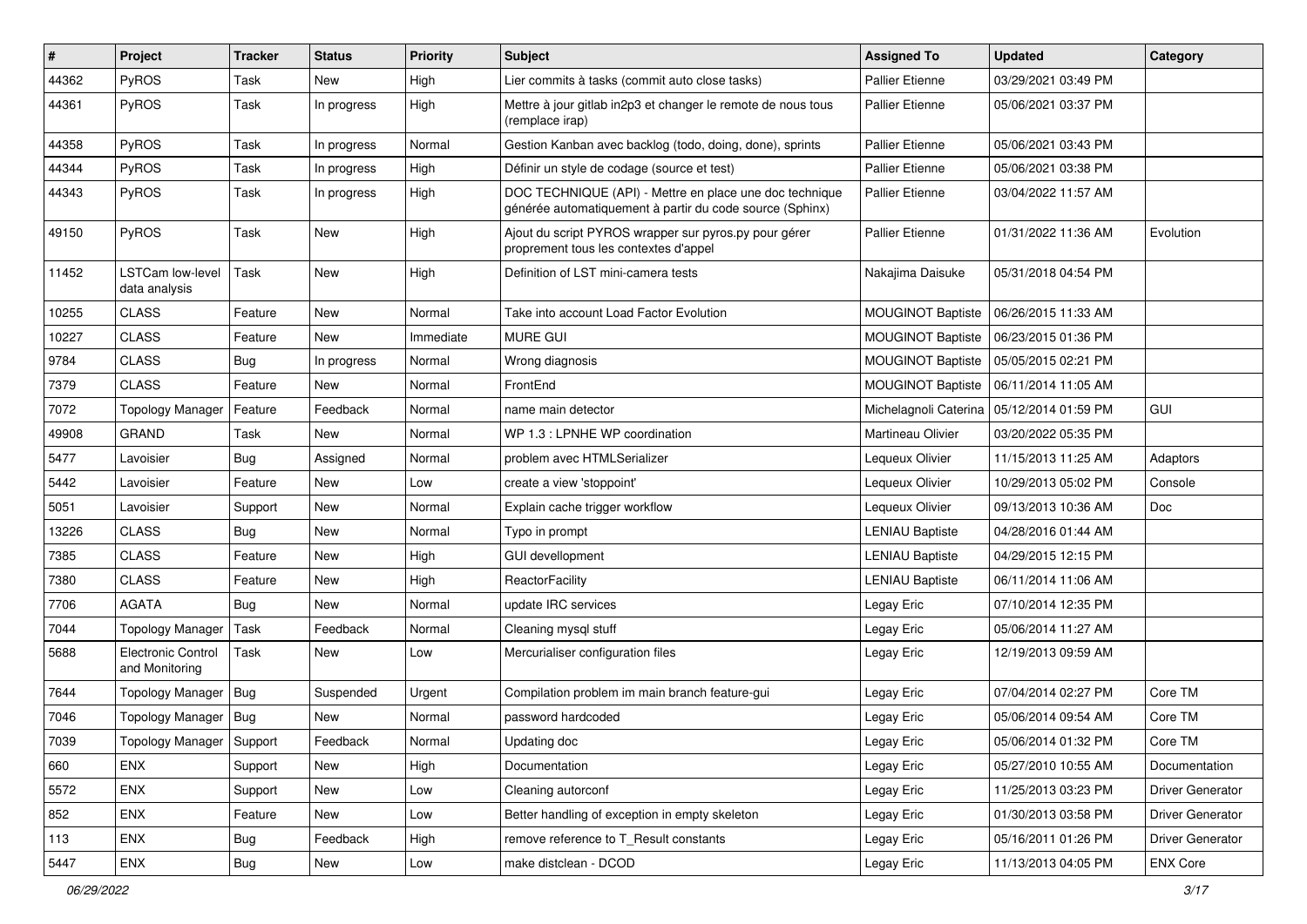| # | Project | Tracker | Status | Priority | Subject | Assigned To | Updated | Category |
|---|---|---|---|---|---|---|---|---|
| 44362 | PyROS | Task | New | High | Lier commits à tasks (commit auto close tasks) | Pallier Etienne | 03/29/2021 03:49 PM | |
| 44361 | PyROS | Task | In progress | High | Mettre à jour gitlab in2p3 et changer le remote de nous tous (remplace irap) | Pallier Etienne | 05/06/2021 03:37 PM | |
| 44358 | PyROS | Task | In progress | Normal | Gestion Kanban avec backlog (todo, doing, done), sprints | Pallier Etienne | 05/06/2021 03:43 PM | |
| 44344 | PyROS | Task | In progress | High | Définir un style de codage (source et test) | Pallier Etienne | 05/06/2021 03:38 PM | |
| 44343 | PyROS | Task | In progress | High | DOC TECHNIQUE (API) - Mettre en place une doc technique générée automatiquement à partir du code source (Sphinx) | Pallier Etienne | 03/04/2022 11:57 AM | |
| 49150 | PyROS | Task | New | High | Ajout du script PYROS wrapper sur pyros.py pour gérer proprement tous les contextes d'appel | Pallier Etienne | 01/31/2022 11:36 AM | Evolution |
| 11452 | LSTCam low-level data analysis | Task | New | High | Definition of LST mini-camera tests | Nakajima Daisuke | 05/31/2018 04:54 PM | |
| 10255 | CLASS | Feature | New | Normal | Take into account Load Factor Evolution | MOUGINOT Baptiste | 06/26/2015 11:33 AM | |
| 10227 | CLASS | Feature | New | Immediate | MURE GUI | MOUGINOT Baptiste | 06/23/2015 01:36 PM | |
| 9784 | CLASS | Bug | In progress | Normal | Wrong diagnosis | MOUGINOT Baptiste | 05/05/2015 02:21 PM | |
| 7379 | CLASS | Feature | New | Normal | FrontEnd | MOUGINOT Baptiste | 06/11/2014 11:05 AM | |
| 7072 | Topology Manager | Feature | Feedback | Normal | name main detector | Michelagnoli Caterina | 05/12/2014 01:59 PM | GUI |
| 49908 | GRAND | Task | New | Normal | WP 1.3 : LPNHE WP coordination | Martineau Olivier | 03/20/2022 05:35 PM | |
| 5477 | Lavoisier | Bug | Assigned | Normal | problem avec HTMLSerializer | Lequeux Olivier | 11/15/2013 11:25 AM | Adaptors |
| 5442 | Lavoisier | Feature | New | Low | create a view 'stoppoint' | Lequeux Olivier | 10/29/2013 05:02 PM | Console |
| 5051 | Lavoisier | Support | New | Normal | Explain cache trigger workflow | Lequeux Olivier | 09/13/2013 10:36 AM | Doc |
| 13226 | CLASS | Bug | New | Normal | Typo in prompt | LENIAU Baptiste | 04/28/2016 01:44 AM | |
| 7385 | CLASS | Feature | New | High | GUI devellopment | LENIAU Baptiste | 04/29/2015 12:15 PM | |
| 7380 | CLASS | Feature | New | High | ReactorFacility | LENIAU Baptiste | 06/11/2014 11:06 AM | |
| 7706 | AGATA | Bug | New | Normal | update IRC services | Legay Eric | 07/10/2014 12:35 PM | |
| 7044 | Topology Manager | Task | Feedback | Normal | Cleaning mysql stuff | Legay Eric | 05/06/2014 11:27 AM | |
| 5688 | Electronic Control and Monitoring | Task | New | Low | Mercurialiser configuration files | Legay Eric | 12/19/2013 09:59 AM | |
| 7644 | Topology Manager | Bug | Suspended | Urgent | Compilation problem im main branch feature-gui | Legay Eric | 07/04/2014 02:27 PM | Core TM |
| 7046 | Topology Manager | Bug | New | Normal | password hardcoded | Legay Eric | 05/06/2014 09:54 AM | Core TM |
| 7039 | Topology Manager | Support | Feedback | Normal | Updating doc | Legay Eric | 05/06/2014 01:32 PM | Core TM |
| 660 | ENX | Support | New | High | Documentation | Legay Eric | 05/27/2010 10:55 AM | Documentation |
| 5572 | ENX | Support | New | Low | Cleaning autorconf | Legay Eric | 11/25/2013 03:23 PM | Driver Generator |
| 852 | ENX | Feature | New | Low | Better handling of exception in empty skeleton | Legay Eric | 01/30/2013 03:58 PM | Driver Generator |
| 113 | ENX | Bug | Feedback | High | remove reference to T_Result constants | Legay Eric | 05/16/2011 01:26 PM | Driver Generator |
| 5447 | ENX | Bug | New | Low | make distclean - DCOD | Legay Eric | 11/13/2013 04:05 PM | ENX Core |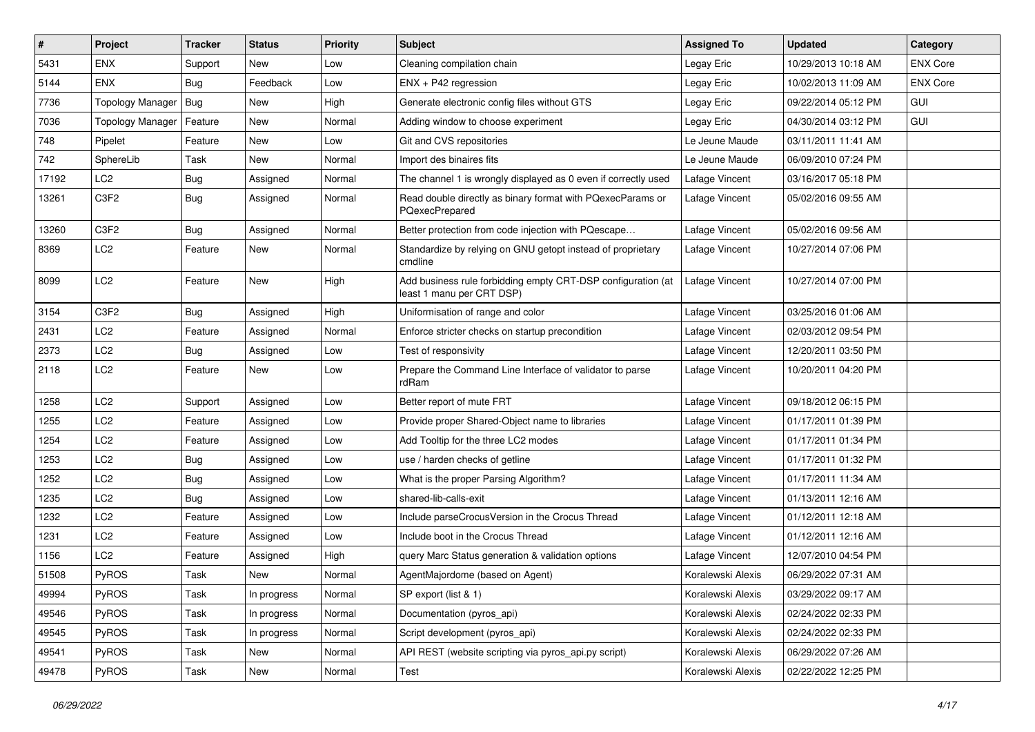| # | Project | Tracker | Status | Priority | Subject | Assigned To | Updated | Category |
|---|---|---|---|---|---|---|---|---|
| 5431 | ENX | Support | New | Low | Cleaning compilation chain | Legay Eric | 10/29/2013 10:18 AM | ENX Core |
| 5144 | ENX | Bug | Feedback | Low | ENX + P42 regression | Legay Eric | 10/02/2013 11:09 AM | ENX Core |
| 7736 | Topology Manager | Bug | New | High | Generate electronic config files without GTS | Legay Eric | 09/22/2014 05:12 PM | GUI |
| 7036 | Topology Manager | Feature | New | Normal | Adding window to choose experiment | Legay Eric | 04/30/2014 03:12 PM | GUI |
| 748 | Pipelet | Feature | New | Low | Git and CVS repositories | Le Jeune Maude | 03/11/2011 11:41 AM | |
| 742 | SphereLib | Task | New | Normal | Import des binaires fits | Le Jeune Maude | 06/09/2010 07:24 PM | |
| 17192 | LC2 | Bug | Assigned | Normal | The channel 1 is wrongly displayed as 0 even if correctly used | Lafage Vincent | 03/16/2017 05:18 PM | |
| 13261 | C3F2 | Bug | Assigned | Normal | Read double directly as binary format with PQexecParams or PQexecPrepared | Lafage Vincent | 05/02/2016 09:55 AM | |
| 13260 | C3F2 | Bug | Assigned | Normal | Better protection from code injection with PQescape… | Lafage Vincent | 05/02/2016 09:56 AM | |
| 8369 | LC2 | Feature | New | Normal | Standardize by relying on GNU getopt instead of proprietary cmdline | Lafage Vincent | 10/27/2014 07:06 PM | |
| 8099 | LC2 | Feature | New | High | Add business rule forbidding empty CRT-DSP configuration (at least 1 manu per CRT DSP) | Lafage Vincent | 10/27/2014 07:00 PM | |
| 3154 | C3F2 | Bug | Assigned | High | Uniformisation of range and color | Lafage Vincent | 03/25/2016 01:06 AM | |
| 2431 | LC2 | Feature | Assigned | Normal | Enforce stricter checks on startup precondition | Lafage Vincent | 02/03/2012 09:54 PM | |
| 2373 | LC2 | Bug | Assigned | Low | Test of responsivity | Lafage Vincent | 12/20/2011 03:50 PM | |
| 2118 | LC2 | Feature | New | Low | Prepare the Command Line Interface of validator to parse rdRam | Lafage Vincent | 10/20/2011 04:20 PM | |
| 1258 | LC2 | Support | Assigned | Low | Better report of mute FRT | Lafage Vincent | 09/18/2012 06:15 PM | |
| 1255 | LC2 | Feature | Assigned | Low | Provide proper Shared-Object name to libraries | Lafage Vincent | 01/17/2011 01:39 PM | |
| 1254 | LC2 | Feature | Assigned | Low | Add Tooltip for the three LC2 modes | Lafage Vincent | 01/17/2011 01:34 PM | |
| 1253 | LC2 | Bug | Assigned | Low | use / harden checks of getline | Lafage Vincent | 01/17/2011 01:32 PM | |
| 1252 | LC2 | Bug | Assigned | Low | What is the proper Parsing Algorithm? | Lafage Vincent | 01/17/2011 11:34 AM | |
| 1235 | LC2 | Bug | Assigned | Low | shared-lib-calls-exit | Lafage Vincent | 01/13/2011 12:16 AM | |
| 1232 | LC2 | Feature | Assigned | Low | Include parseCrocusVersion in the Crocus Thread | Lafage Vincent | 01/12/2011 12:18 AM | |
| 1231 | LC2 | Feature | Assigned | Low | Include boot in the Crocus Thread | Lafage Vincent | 01/12/2011 12:16 AM | |
| 1156 | LC2 | Feature | Assigned | High | query Marc Status generation & validation options | Lafage Vincent | 12/07/2010 04:54 PM | |
| 51508 | PyROS | Task | New | Normal | AgentMajordome (based on Agent) | Koralewski Alexis | 06/29/2022 07:31 AM | |
| 49994 | PyROS | Task | In progress | Normal | SP export (list & 1) | Koralewski Alexis | 03/29/2022 09:17 AM | |
| 49546 | PyROS | Task | In progress | Normal | Documentation (pyros_api) | Koralewski Alexis | 02/24/2022 02:33 PM | |
| 49545 | PyROS | Task | In progress | Normal | Script development (pyros_api) | Koralewski Alexis | 02/24/2022 02:33 PM | |
| 49541 | PyROS | Task | New | Normal | API REST (website scripting via pyros_api.py script) | Koralewski Alexis | 06/29/2022 07:26 AM | |
| 49478 | PyROS | Task | New | Normal | Test | Koralewski Alexis | 02/22/2022 12:25 PM | |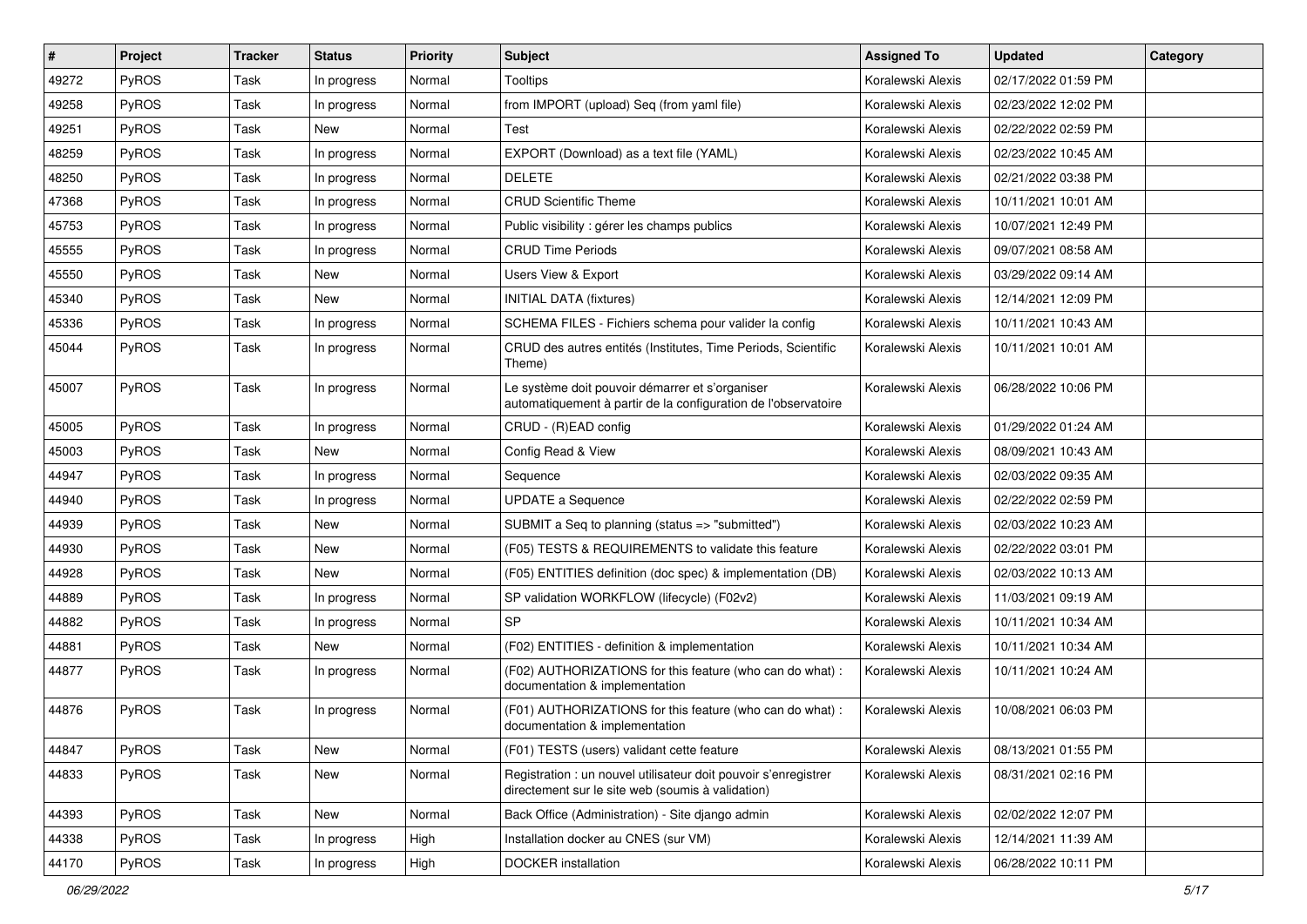| # | Project | Tracker | Status | Priority | Subject | Assigned To | Updated | Category |
|---|---|---|---|---|---|---|---|---|
| 49272 | PyROS | Task | In progress | Normal | Tooltips | Koralewski Alexis | 02/17/2022 01:59 PM | |
| 49258 | PyROS | Task | In progress | Normal | from IMPORT (upload) Seq (from yaml file) | Koralewski Alexis | 02/23/2022 12:02 PM | |
| 49251 | PyROS | Task | New | Normal | Test | Koralewski Alexis | 02/22/2022 02:59 PM | |
| 48259 | PyROS | Task | In progress | Normal | EXPORT (Download) as a text file (YAML) | Koralewski Alexis | 02/23/2022 10:45 AM | |
| 48250 | PyROS | Task | In progress | Normal | DELETE | Koralewski Alexis | 02/21/2022 03:38 PM | |
| 47368 | PyROS | Task | In progress | Normal | CRUD Scientific Theme | Koralewski Alexis | 10/11/2021 10:01 AM | |
| 45753 | PyROS | Task | In progress | Normal | Public visibility : gérer les champs publics | Koralewski Alexis | 10/07/2021 12:49 PM | |
| 45555 | PyROS | Task | In progress | Normal | CRUD Time Periods | Koralewski Alexis | 09/07/2021 08:58 AM | |
| 45550 | PyROS | Task | New | Normal | Users View & Export | Koralewski Alexis | 03/29/2022 09:14 AM | |
| 45340 | PyROS | Task | New | Normal | INITIAL DATA (fixtures) | Koralewski Alexis | 12/14/2021 12:09 PM | |
| 45336 | PyROS | Task | In progress | Normal | SCHEMA FILES - Fichiers schema pour valider la config | Koralewski Alexis | 10/11/2021 10:43 AM | |
| 45044 | PyROS | Task | In progress | Normal | CRUD des autres entités (Institutes, Time Periods, Scientific Theme) | Koralewski Alexis | 10/11/2021 10:01 AM | |
| 45007 | PyROS | Task | In progress | Normal | Le système doit pouvoir démarrer et s'organiser automatiquement à partir de la configuration de l'observatoire | Koralewski Alexis | 06/28/2022 10:06 PM | |
| 45005 | PyROS | Task | In progress | Normal | CRUD - (R)EAD config | Koralewski Alexis | 01/29/2022 01:24 AM | |
| 45003 | PyROS | Task | New | Normal | Config Read & View | Koralewski Alexis | 08/09/2021 10:43 AM | |
| 44947 | PyROS | Task | In progress | Normal | Sequence | Koralewski Alexis | 02/03/2022 09:35 AM | |
| 44940 | PyROS | Task | In progress | Normal | UPDATE a Sequence | Koralewski Alexis | 02/22/2022 02:59 PM | |
| 44939 | PyROS | Task | New | Normal | SUBMIT a Seq to planning (status => "submitted") | Koralewski Alexis | 02/03/2022 10:23 AM | |
| 44930 | PyROS | Task | New | Normal | (F05) TESTS & REQUIREMENTS to validate this feature | Koralewski Alexis | 02/22/2022 03:01 PM | |
| 44928 | PyROS | Task | New | Normal | (F05) ENTITIES definition (doc spec) & implementation (DB) | Koralewski Alexis | 02/03/2022 10:13 AM | |
| 44889 | PyROS | Task | In progress | Normal | SP validation WORKFLOW (lifecycle) (F02v2) | Koralewski Alexis | 11/03/2021 09:19 AM | |
| 44882 | PyROS | Task | In progress | Normal | SP | Koralewski Alexis | 10/11/2021 10:34 AM | |
| 44881 | PyROS | Task | New | Normal | (F02) ENTITIES - definition & implementation | Koralewski Alexis | 10/11/2021 10:34 AM | |
| 44877 | PyROS | Task | In progress | Normal | (F02) AUTHORIZATIONS for this feature (who can do what) : documentation & implementation | Koralewski Alexis | 10/11/2021 10:24 AM | |
| 44876 | PyROS | Task | In progress | Normal | (F01) AUTHORIZATIONS for this feature (who can do what) : documentation & implementation | Koralewski Alexis | 10/08/2021 06:03 PM | |
| 44847 | PyROS | Task | New | Normal | (F01) TESTS (users) validant cette feature | Koralewski Alexis | 08/13/2021 01:55 PM | |
| 44833 | PyROS | Task | New | Normal | Registration : un nouvel utilisateur doit pouvoir s'enregistrer directement sur le site web (soumis à validation) | Koralewski Alexis | 08/31/2021 02:16 PM | |
| 44393 | PyROS | Task | New | Normal | Back Office (Administration) - Site django admin | Koralewski Alexis | 02/02/2022 12:07 PM | |
| 44338 | PyROS | Task | In progress | High | Installation docker au CNES (sur VM) | Koralewski Alexis | 12/14/2021 11:39 AM | |
| 44170 | PyROS | Task | In progress | High | DOCKER installation | Koralewski Alexis | 06/28/2022 10:11 PM | |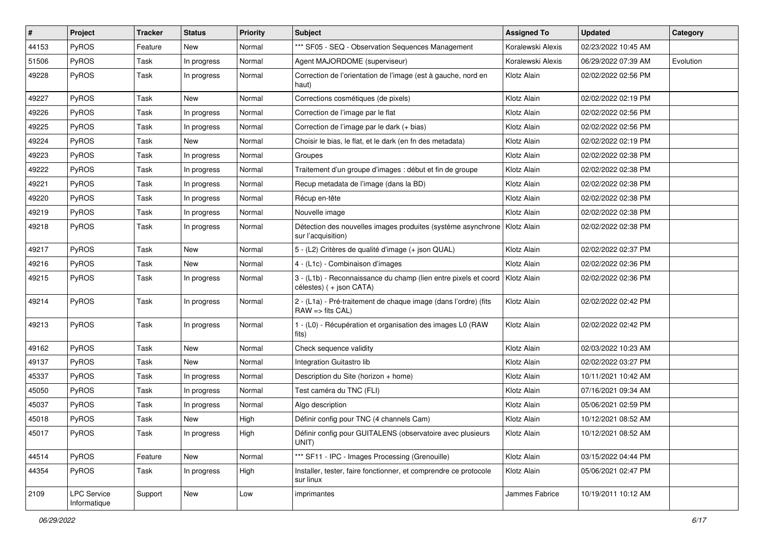| # | Project | Tracker | Status | Priority | Subject | Assigned To | Updated | Category |
|---|---|---|---|---|---|---|---|---|
| 44153 | PyROS | Feature | New | Normal | *** SF05 - SEQ - Observation Sequences Management | Koralewski Alexis | 02/23/2022 10:45 AM | |
| 51506 | PyROS | Task | In progress | Normal | Agent MAJORDOME (superviseur) | Koralewski Alexis | 06/29/2022 07:39 AM | Evolution |
| 49228 | PyROS | Task | In progress | Normal | Correction de l'orientation de l'image (est à gauche, nord en haut) | Klotz Alain | 02/02/2022 02:56 PM | |
| 49227 | PyROS | Task | New | Normal | Corrections cosmétiques (de pixels) | Klotz Alain | 02/02/2022 02:19 PM | |
| 49226 | PyROS | Task | In progress | Normal | Correction de l'image par le flat | Klotz Alain | 02/02/2022 02:56 PM | |
| 49225 | PyROS | Task | In progress | Normal | Correction de l'image par le dark (+ bias) | Klotz Alain | 02/02/2022 02:56 PM | |
| 49224 | PyROS | Task | New | Normal | Choisir le bias, le flat, et le dark (en fn des metadata) | Klotz Alain | 02/02/2022 02:19 PM | |
| 49223 | PyROS | Task | In progress | Normal | Groupes | Klotz Alain | 02/02/2022 02:38 PM | |
| 49222 | PyROS | Task | In progress | Normal | Traitement d'un groupe d'images : début et fin de groupe | Klotz Alain | 02/02/2022 02:38 PM | |
| 49221 | PyROS | Task | In progress | Normal | Recup metadata de l'image (dans la BD) | Klotz Alain | 02/02/2022 02:38 PM | |
| 49220 | PyROS | Task | In progress | Normal | Récup en-tête | Klotz Alain | 02/02/2022 02:38 PM | |
| 49219 | PyROS | Task | In progress | Normal | Nouvelle image | Klotz Alain | 02/02/2022 02:38 PM | |
| 49218 | PyROS | Task | In progress | Normal | Détection des nouvelles images produites (système asynchrone sur l'acquisition) | Klotz Alain | 02/02/2022 02:38 PM | |
| 49217 | PyROS | Task | New | Normal | 5 - (L2) Critères de qualité d'image (+ json QUAL) | Klotz Alain | 02/02/2022 02:37 PM | |
| 49216 | PyROS | Task | New | Normal | 4 - (L1c) - Combinaison d'images | Klotz Alain | 02/02/2022 02:36 PM | |
| 49215 | PyROS | Task | In progress | Normal | 3 - (L1b) - Reconnaissance du champ (lien entre pixels et coord célestes) ( + json CATA) | Klotz Alain | 02/02/2022 02:36 PM | |
| 49214 | PyROS | Task | In progress | Normal | 2 - (L1a) - Pré-traitement de chaque image (dans l'ordre) (fits RAW => fits CAL) | Klotz Alain | 02/02/2022 02:42 PM | |
| 49213 | PyROS | Task | In progress | Normal | 1 - (L0) - Récupération et organisation des images L0 (RAW fits) | Klotz Alain | 02/02/2022 02:42 PM | |
| 49162 | PyROS | Task | New | Normal | Check sequence validity | Klotz Alain | 02/03/2022 10:23 AM | |
| 49137 | PyROS | Task | New | Normal | Integration Guitastro lib | Klotz Alain | 02/02/2022 03:27 PM | |
| 45337 | PyROS | Task | In progress | Normal | Description du Site (horizon + home) | Klotz Alain | 10/11/2021 10:42 AM | |
| 45050 | PyROS | Task | In progress | Normal | Test caméra du TNC (FLI) | Klotz Alain | 07/16/2021 09:34 AM | |
| 45037 | PyROS | Task | In progress | Normal | Algo description | Klotz Alain | 05/06/2021 02:59 PM | |
| 45018 | PyROS | Task | New | High | Définir config pour TNC (4 channels Cam) | Klotz Alain | 10/12/2021 08:52 AM | |
| 45017 | PyROS | Task | In progress | High | Définir config pour GUITALENS (observatoire avec plusieurs UNIT) | Klotz Alain | 10/12/2021 08:52 AM | |
| 44514 | PyROS | Feature | New | Normal | *** SF11 - IPC - Images Processing (Grenouille) | Klotz Alain | 03/15/2022 04:44 PM | |
| 44354 | PyROS | Task | In progress | High | Installer, tester, faire fonctionner, et comprendre ce protocole sur linux | Klotz Alain | 05/06/2021 02:47 PM | |
| 2109 | LPC Service Informatique | Support | New | Low | imprimantes | Jammes Fabrice | 10/19/2011 10:12 AM | |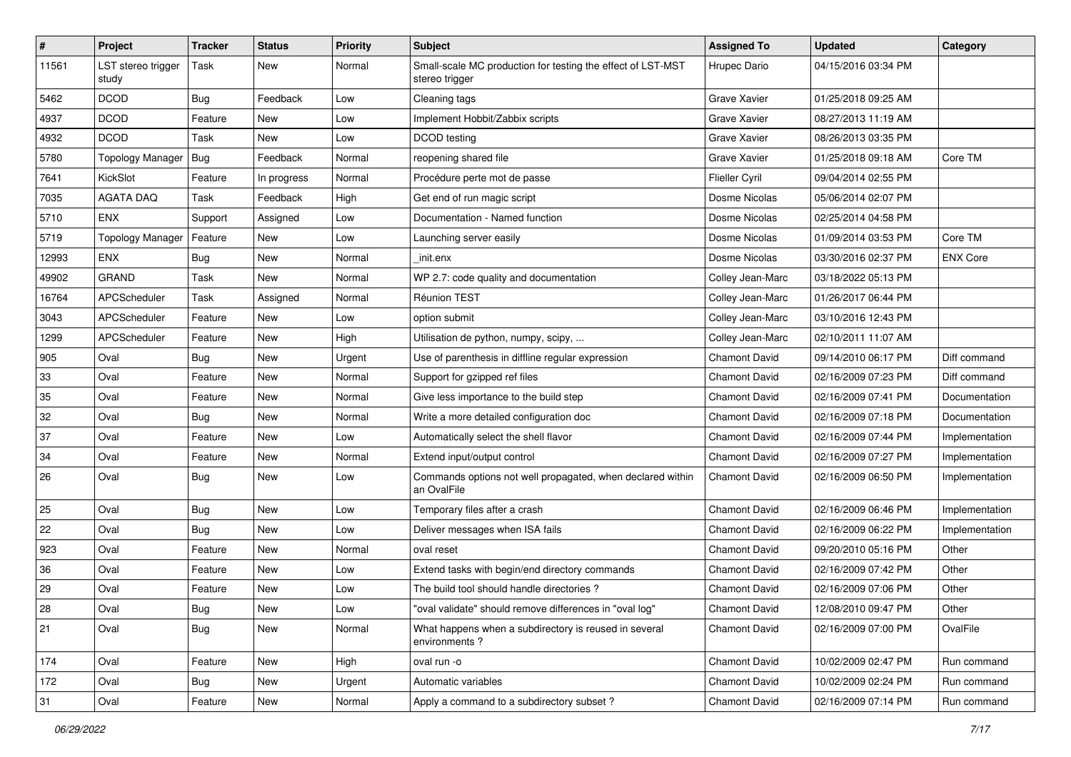| # | Project | Tracker | Status | Priority | Subject | Assigned To | Updated | Category |
|---|---|---|---|---|---|---|---|---|
| 11561 | LST stereo trigger study | Task | New | Normal | Small-scale MC production for testing the effect of LST-MST stereo trigger | Hrupec Dario | 04/15/2016 03:34 PM | |
| 5462 | DCOD | Bug | Feedback | Low | Cleaning tags | Grave Xavier | 01/25/2018 09:25 AM | |
| 4937 | DCOD | Feature | New | Low | Implement Hobbit/Zabbix scripts | Grave Xavier | 08/27/2013 11:19 AM | |
| 4932 | DCOD | Task | New | Low | DCOD testing | Grave Xavier | 08/26/2013 03:35 PM | |
| 5780 | Topology Manager | Bug | Feedback | Normal | reopening shared file | Grave Xavier | 01/25/2018 09:18 AM | Core TM |
| 7641 | KickSlot | Feature | In progress | Normal | Procédure perte mot de passe | Flieller Cyril | 09/04/2014 02:55 PM | |
| 7035 | AGATA DAQ | Task | Feedback | High | Get end of run magic script | Dosme Nicolas | 05/06/2014 02:07 PM | |
| 5710 | ENX | Support | Assigned | Low | Documentation - Named function | Dosme Nicolas | 02/25/2014 04:58 PM | |
| 5719 | Topology Manager | Feature | New | Low | Launching server easily | Dosme Nicolas | 01/09/2014 03:53 PM | Core TM |
| 12993 | ENX | Bug | New | Normal | _init.enx | Dosme Nicolas | 03/30/2016 02:37 PM | ENX Core |
| 49902 | GRAND | Task | New | Normal | WP 2.7: code quality and documentation | Colley Jean-Marc | 03/18/2022 05:13 PM | |
| 16764 | APCScheduler | Task | Assigned | Normal | Réunion TEST | Colley Jean-Marc | 01/26/2017 06:44 PM | |
| 3043 | APCScheduler | Feature | New | Low | option submit | Colley Jean-Marc | 03/10/2016 12:43 PM | |
| 1299 | APCScheduler | Feature | New | High | Utilisation de python, numpy, scipy, ... | Colley Jean-Marc | 02/10/2011 11:07 AM | |
| 905 | Oval | Bug | New | Urgent | Use of parenthesis in diffline regular expression | Chamont David | 09/14/2010 06:17 PM | Diff command |
| 33 | Oval | Feature | New | Normal | Support for gzipped ref files | Chamont David | 02/16/2009 07:23 PM | Diff command |
| 35 | Oval | Feature | New | Normal | Give less importance to the build step | Chamont David | 02/16/2009 07:41 PM | Documentation |
| 32 | Oval | Bug | New | Normal | Write a more detailed configuration doc | Chamont David | 02/16/2009 07:18 PM | Documentation |
| 37 | Oval | Feature | New | Low | Automatically select the shell flavor | Chamont David | 02/16/2009 07:44 PM | Implementation |
| 34 | Oval | Feature | New | Normal | Extend input/output control | Chamont David | 02/16/2009 07:27 PM | Implementation |
| 26 | Oval | Bug | New | Low | Commands options not well propagated, when declared within an OvalFile | Chamont David | 02/16/2009 06:50 PM | Implementation |
| 25 | Oval | Bug | New | Low | Temporary files after a crash | Chamont David | 02/16/2009 06:46 PM | Implementation |
| 22 | Oval | Bug | New | Low | Deliver messages when ISA fails | Chamont David | 02/16/2009 06:22 PM | Implementation |
| 923 | Oval | Feature | New | Normal | oval reset | Chamont David | 09/20/2010 05:16 PM | Other |
| 36 | Oval | Feature | New | Low | Extend tasks with begin/end directory commands | Chamont David | 02/16/2009 07:42 PM | Other |
| 29 | Oval | Feature | New | Low | The build tool should handle directories ? | Chamont David | 02/16/2009 07:06 PM | Other |
| 28 | Oval | Bug | New | Low | "oval validate" should remove differences in "oval log" | Chamont David | 12/08/2010 09:47 PM | Other |
| 21 | Oval | Bug | New | Normal | What happens when a subdirectory is reused in several environments ? | Chamont David | 02/16/2009 07:00 PM | OvalFile |
| 174 | Oval | Feature | New | High | oval run -o | Chamont David | 10/02/2009 02:47 PM | Run command |
| 172 | Oval | Bug | New | Urgent | Automatic variables | Chamont David | 10/02/2009 02:24 PM | Run command |
| 31 | Oval | Feature | New | Normal | Apply a command to a subdirectory subset ? | Chamont David | 02/16/2009 07:14 PM | Run command |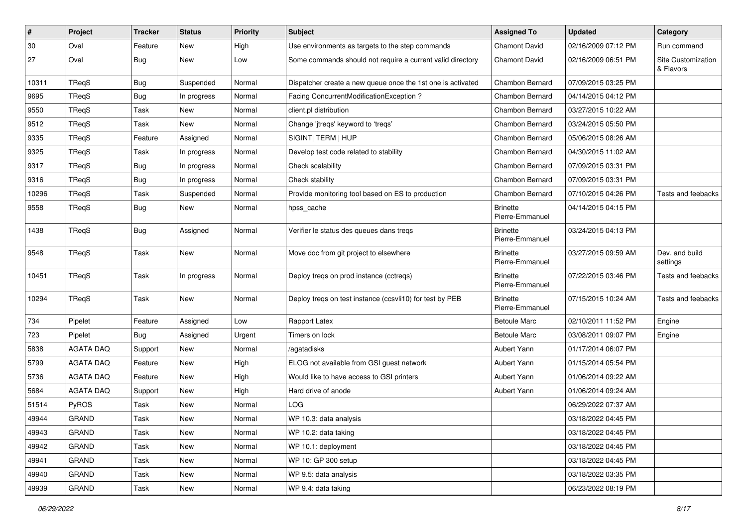| # | Project | Tracker | Status | Priority | Subject | Assigned To | Updated | Category |
|---|---|---|---|---|---|---|---|---|
| 30 | Oval | Feature | New | High | Use environments as targets to the step commands | Chamont David | 02/16/2009 07:12 PM | Run command |
| 27 | Oval | Bug | New | Low | Some commands should not require a current valid directory | Chamont David | 02/16/2009 06:51 PM | Site Customization & Flavors |
| 10311 | TReqS | Bug | Suspended | Normal | Dispatcher create a new queue once the 1st one is activated | Chambon Bernard | 07/09/2015 03:25 PM | |
| 9695 | TReqS | Bug | In progress | Normal | Facing ConcurrentModificationException ? | Chambon Bernard | 04/14/2015 04:12 PM | |
| 9550 | TReqS | Task | New | Normal | client.pl distribution | Chambon Bernard | 03/27/2015 10:22 AM | |
| 9512 | TReqS | Task | New | Normal | Change 'jtreqs' keyword to 'treqs' | Chambon Bernard | 03/24/2015 05:50 PM | |
| 9335 | TReqS | Feature | Assigned | Normal | SIGINT\| TERM \| HUP | Chambon Bernard | 05/06/2015 08:26 AM | |
| 9325 | TReqS | Task | In progress | Normal | Develop test code related to stability | Chambon Bernard | 04/30/2015 11:02 AM | |
| 9317 | TReqS | Bug | In progress | Normal | Check scalability | Chambon Bernard | 07/09/2015 03:31 PM | |
| 9316 | TReqS | Bug | In progress | Normal | Check stability | Chambon Bernard | 07/09/2015 03:31 PM | |
| 10296 | TReqS | Task | Suspended | Normal | Provide monitoring tool based on ES to production | Chambon Bernard | 07/10/2015 04:26 PM | Tests and feebacks |
| 9558 | TReqS | Bug | New | Normal | hpss_cache | Brinette Pierre-Emmanuel | 04/14/2015 04:15 PM | |
| 1438 | TReqS | Bug | Assigned | Normal | Verifier le status des queues dans treqs | Brinette Pierre-Emmanuel | 03/24/2015 04:13 PM | |
| 9548 | TReqS | Task | New | Normal | Move doc from git project to elsewhere | Brinette Pierre-Emmanuel | 03/27/2015 09:59 AM | Dev. and build settings |
| 10451 | TReqS | Task | In progress | Normal | Deploy treqs on prod instance (cctreqs) | Brinette Pierre-Emmanuel | 07/22/2015 03:46 PM | Tests and feebacks |
| 10294 | TReqS | Task | New | Normal | Deploy treqs on test instance (ccsvli10) for test by PEB | Brinette Pierre-Emmanuel | 07/15/2015 10:24 AM | Tests and feebacks |
| 734 | Pipelet | Feature | Assigned | Low | Rapport Latex | Betoule Marc | 02/10/2011 11:52 PM | Engine |
| 723 | Pipelet | Bug | Assigned | Urgent | Timers on lock | Betoule Marc | 03/08/2011 09:07 PM | Engine |
| 5838 | AGATA DAQ | Support | New | Normal | /agatadisks | Aubert Yann | 01/17/2014 06:07 PM | |
| 5799 | AGATA DAQ | Feature | New | High | ELOG not available from GSI guest network | Aubert Yann | 01/15/2014 05:54 PM | |
| 5736 | AGATA DAQ | Feature | New | High | Would like to have access to GSI printers | Aubert Yann | 01/06/2014 09:22 AM | |
| 5684 | AGATA DAQ | Support | New | High | Hard drive of anode | Aubert Yann | 01/06/2014 09:24 AM | |
| 51514 | PyROS | Task | New | Normal | LOG | | 06/29/2022 07:37 AM | |
| 49944 | GRAND | Task | New | Normal | WP 10.3: data analysis | | 03/18/2022 04:45 PM | |
| 49943 | GRAND | Task | New | Normal | WP 10.2: data taking | | 03/18/2022 04:45 PM | |
| 49942 | GRAND | Task | New | Normal | WP 10.1: deployment | | 03/18/2022 04:45 PM | |
| 49941 | GRAND | Task | New | Normal | WP 10: GP 300 setup | | 03/18/2022 04:45 PM | |
| 49940 | GRAND | Task | New | Normal | WP 9.5: data analysis | | 03/18/2022 03:35 PM | |
| 49939 | GRAND | Task | New | Normal | WP 9.4: data taking | | 06/23/2022 08:19 PM | |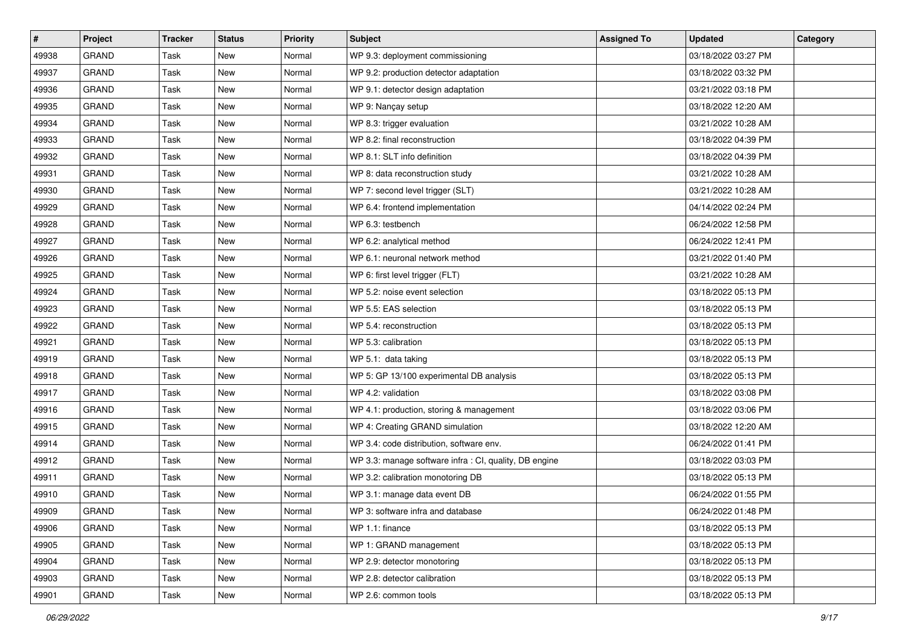| # | Project | Tracker | Status | Priority | Subject | Assigned To | Updated | Category |
|---|---|---|---|---|---|---|---|---|
| 49938 | GRAND | Task | New | Normal | WP 9.3: deployment commissioning | | 03/18/2022 03:27 PM | |
| 49937 | GRAND | Task | New | Normal | WP 9.2: production detector adaptation | | 03/18/2022 03:32 PM | |
| 49936 | GRAND | Task | New | Normal | WP 9.1: detector design adaptation | | 03/21/2022 03:18 PM | |
| 49935 | GRAND | Task | New | Normal | WP 9: Nançay setup | | 03/18/2022 12:20 AM | |
| 49934 | GRAND | Task | New | Normal | WP 8.3: trigger evaluation | | 03/21/2022 10:28 AM | |
| 49933 | GRAND | Task | New | Normal | WP 8.2: final reconstruction | | 03/18/2022 04:39 PM | |
| 49932 | GRAND | Task | New | Normal | WP 8.1: SLT info definition | | 03/18/2022 04:39 PM | |
| 49931 | GRAND | Task | New | Normal | WP 8: data reconstruction study | | 03/21/2022 10:28 AM | |
| 49930 | GRAND | Task | New | Normal | WP 7: second level trigger (SLT) | | 03/21/2022 10:28 AM | |
| 49929 | GRAND | Task | New | Normal | WP 6.4: frontend implementation | | 04/14/2022 02:24 PM | |
| 49928 | GRAND | Task | New | Normal | WP 6.3: testbench | | 06/24/2022 12:58 PM | |
| 49927 | GRAND | Task | New | Normal | WP 6.2: analytical method | | 06/24/2022 12:41 PM | |
| 49926 | GRAND | Task | New | Normal | WP 6.1: neuronal network method | | 03/21/2022 01:40 PM | |
| 49925 | GRAND | Task | New | Normal | WP 6: first level trigger (FLT) | | 03/21/2022 10:28 AM | |
| 49924 | GRAND | Task | New | Normal | WP 5.2: noise event selection | | 03/18/2022 05:13 PM | |
| 49923 | GRAND | Task | New | Normal | WP 5.5: EAS selection | | 03/18/2022 05:13 PM | |
| 49922 | GRAND | Task | New | Normal | WP 5.4: reconstruction | | 03/18/2022 05:13 PM | |
| 49921 | GRAND | Task | New | Normal | WP 5.3: calibration | | 03/18/2022 05:13 PM | |
| 49919 | GRAND | Task | New | Normal | WP 5.1: data taking | | 03/18/2022 05:13 PM | |
| 49918 | GRAND | Task | New | Normal | WP 5: GP 13/100 experimental DB analysis | | 03/18/2022 05:13 PM | |
| 49917 | GRAND | Task | New | Normal | WP 4.2: validation | | 03/18/2022 03:08 PM | |
| 49916 | GRAND | Task | New | Normal | WP 4.1: production, storing & management | | 03/18/2022 03:06 PM | |
| 49915 | GRAND | Task | New | Normal | WP 4: Creating GRAND simulation | | 03/18/2022 12:20 AM | |
| 49914 | GRAND | Task | New | Normal | WP 3.4: code distribution, software env. | | 06/24/2022 01:41 PM | |
| 49912 | GRAND | Task | New | Normal | WP 3.3: manage software infra : CI, quality, DB engine | | 03/18/2022 03:03 PM | |
| 49911 | GRAND | Task | New | Normal | WP 3.2: calibration monotoring DB | | 03/18/2022 05:13 PM | |
| 49910 | GRAND | Task | New | Normal | WP 3.1: manage data event DB | | 06/24/2022 01:55 PM | |
| 49909 | GRAND | Task | New | Normal | WP 3: software infra and database | | 06/24/2022 01:48 PM | |
| 49906 | GRAND | Task | New | Normal | WP 1.1: finance | | 03/18/2022 05:13 PM | |
| 49905 | GRAND | Task | New | Normal | WP 1: GRAND management | | 03/18/2022 05:13 PM | |
| 49904 | GRAND | Task | New | Normal | WP 2.9: detector monotoring | | 03/18/2022 05:13 PM | |
| 49903 | GRAND | Task | New | Normal | WP 2.8: detector calibration | | 03/18/2022 05:13 PM | |
| 49901 | GRAND | Task | New | Normal | WP 2.6: common tools | | 03/18/2022 05:13 PM | |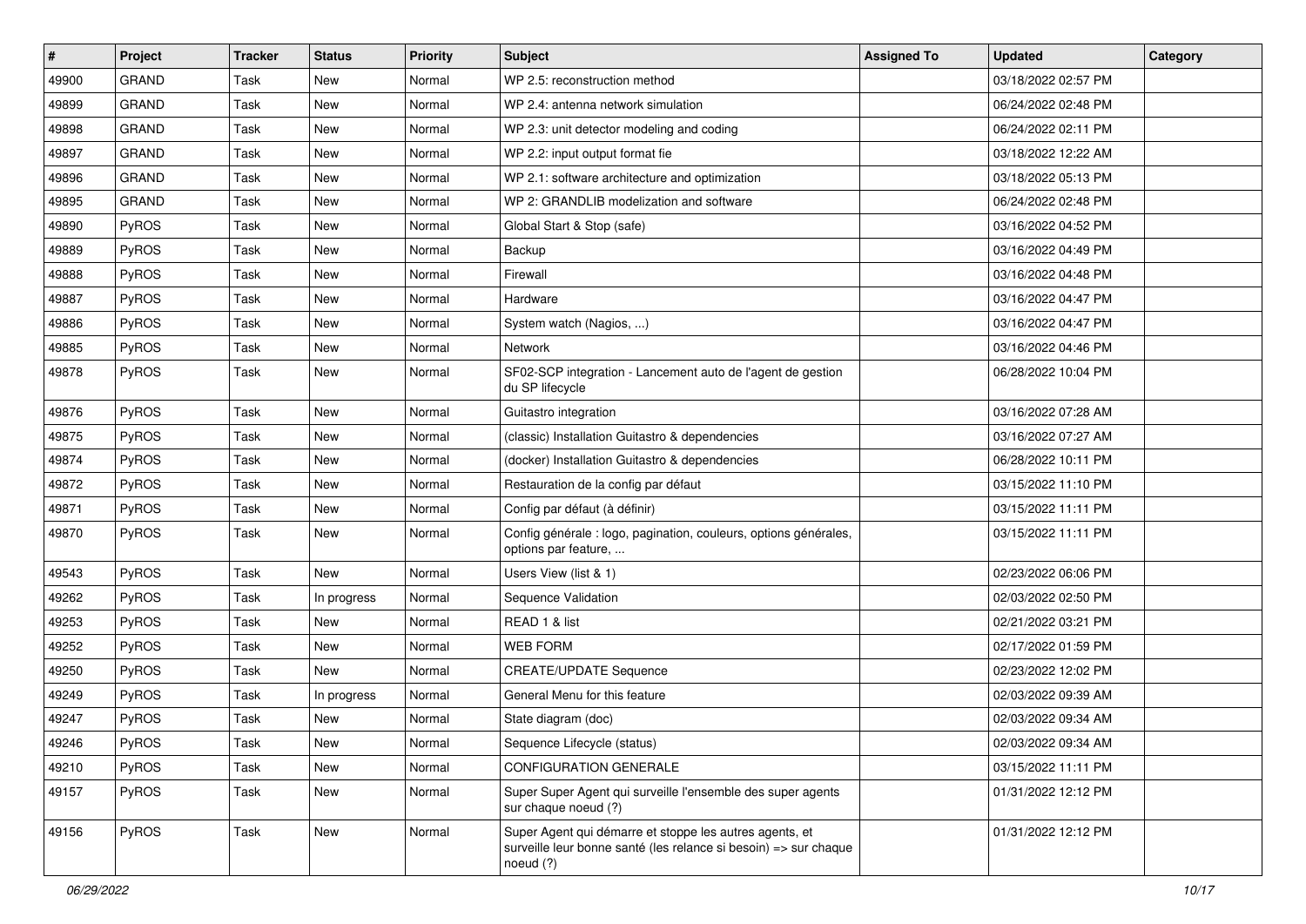| # | Project | Tracker | Status | Priority | Subject | Assigned To | Updated | Category |
|---|---|---|---|---|---|---|---|---|
| 49900 | GRAND | Task | New | Normal | WP 2.5: reconstruction method | | 03/18/2022 02:57 PM | |
| 49899 | GRAND | Task | New | Normal | WP 2.4: antenna network simulation | | 06/24/2022 02:48 PM | |
| 49898 | GRAND | Task | New | Normal | WP 2.3: unit detector modeling and coding | | 06/24/2022 02:11 PM | |
| 49897 | GRAND | Task | New | Normal | WP 2.2: input output format fie | | 03/18/2022 12:22 AM | |
| 49896 | GRAND | Task | New | Normal | WP 2.1: software architecture and optimization | | 03/18/2022 05:13 PM | |
| 49895 | GRAND | Task | New | Normal | WP 2: GRANDLIB modelization and software | | 06/24/2022 02:48 PM | |
| 49890 | PyROS | Task | New | Normal | Global Start & Stop (safe) | | 03/16/2022 04:52 PM | |
| 49889 | PyROS | Task | New | Normal | Backup | | 03/16/2022 04:49 PM | |
| 49888 | PyROS | Task | New | Normal | Firewall | | 03/16/2022 04:48 PM | |
| 49887 | PyROS | Task | New | Normal | Hardware | | 03/16/2022 04:47 PM | |
| 49886 | PyROS | Task | New | Normal | System watch (Nagios, ...) | | 03/16/2022 04:47 PM | |
| 49885 | PyROS | Task | New | Normal | Network | | 03/16/2022 04:46 PM | |
| 49878 | PyROS | Task | New | Normal | SF02-SCP integration - Lancement auto de l'agent de gestion du SP lifecycle | | 06/28/2022 10:04 PM | |
| 49876 | PyROS | Task | New | Normal | Guitastro integration | | 03/16/2022 07:28 AM | |
| 49875 | PyROS | Task | New | Normal | (classic) Installation Guitastro & dependencies | | 03/16/2022 07:27 AM | |
| 49874 | PyROS | Task | New | Normal | (docker) Installation Guitastro & dependencies | | 06/28/2022 10:11 PM | |
| 49872 | PyROS | Task | New | Normal | Restauration de la config par défaut | | 03/15/2022 11:10 PM | |
| 49871 | PyROS | Task | New | Normal | Config par défaut (à définir) | | 03/15/2022 11:11 PM | |
| 49870 | PyROS | Task | New | Normal | Config générale : logo, pagination, couleurs, options générales, options par feature, ... | | 03/15/2022 11:11 PM | |
| 49543 | PyROS | Task | New | Normal | Users View (list & 1) | | 02/23/2022 06:06 PM | |
| 49262 | PyROS | Task | In progress | Normal | Sequence Validation | | 02/03/2022 02:50 PM | |
| 49253 | PyROS | Task | New | Normal | READ 1 & list | | 02/21/2022 03:21 PM | |
| 49252 | PyROS | Task | New | Normal | WEB FORM | | 02/17/2022 01:59 PM | |
| 49250 | PyROS | Task | New | Normal | CREATE/UPDATE Sequence | | 02/23/2022 12:02 PM | |
| 49249 | PyROS | Task | In progress | Normal | General Menu for this feature | | 02/03/2022 09:39 AM | |
| 49247 | PyROS | Task | New | Normal | State diagram (doc) | | 02/03/2022 09:34 AM | |
| 49246 | PyROS | Task | New | Normal | Sequence Lifecycle (status) | | 02/03/2022 09:34 AM | |
| 49210 | PyROS | Task | New | Normal | CONFIGURATION GENERALE | | 03/15/2022 11:11 PM | |
| 49157 | PyROS | Task | New | Normal | Super Super Agent qui surveille l'ensemble des super agents sur chaque noeud (?) | | 01/31/2022 12:12 PM | |
| 49156 | PyROS | Task | New | Normal | Super Agent qui démarre et stoppe les autres agents, et surveille leur bonne santé (les relance si besoin) => sur chaque noeud (?) | | 01/31/2022 12:12 PM | |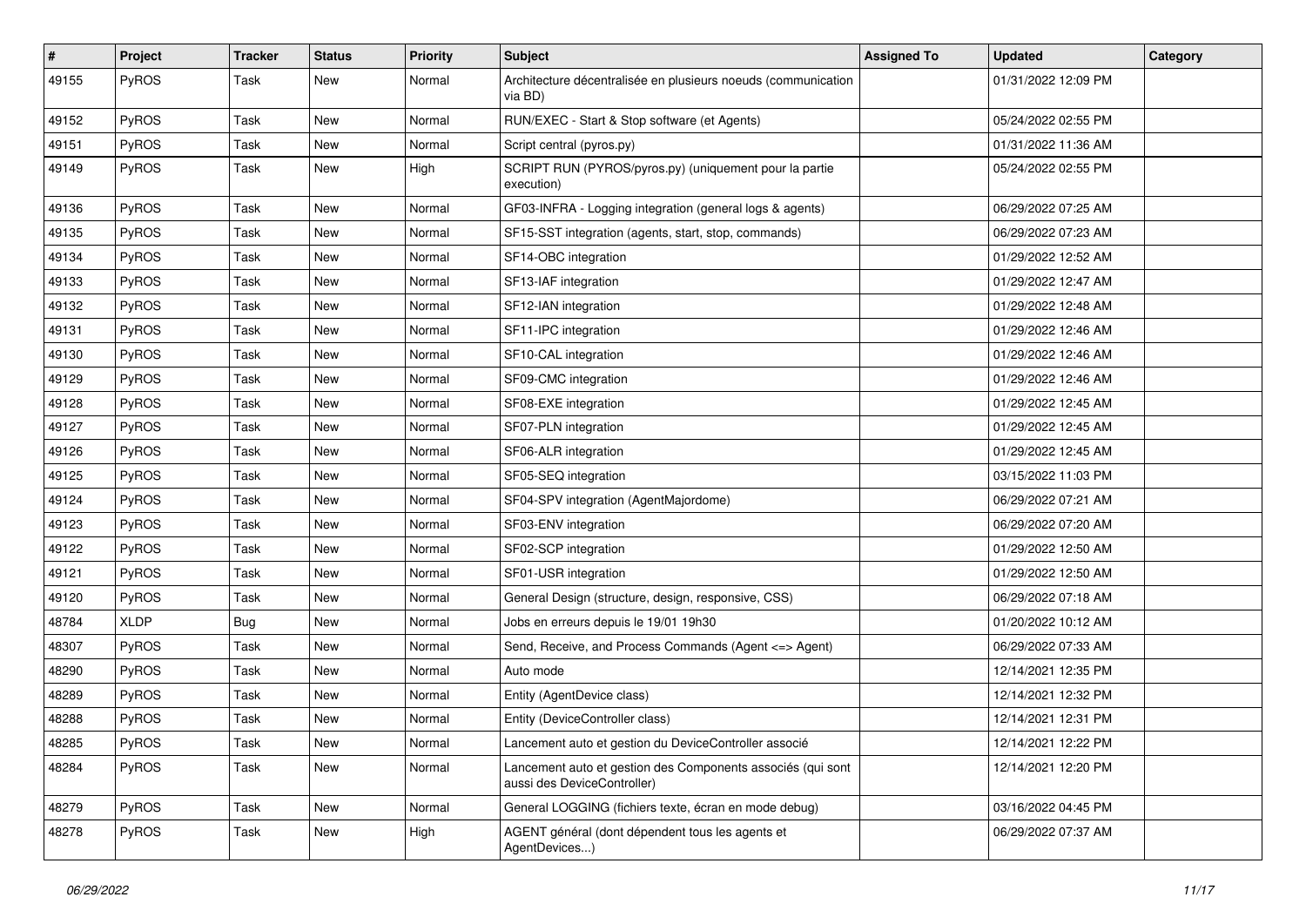| # | Project | Tracker | Status | Priority | Subject | Assigned To | Updated | Category |
|---|---|---|---|---|---|---|---|---|
| 49155 | PyROS | Task | New | Normal | Architecture décentralisée en plusieurs noeuds (communication via BD) | | 01/31/2022 12:09 PM | |
| 49152 | PyROS | Task | New | Normal | RUN/EXEC - Start & Stop software (et Agents) | | 05/24/2022 02:55 PM | |
| 49151 | PyROS | Task | New | Normal | Script central (pyros.py) | | 01/31/2022 11:36 AM | |
| 49149 | PyROS | Task | New | High | SCRIPT RUN (PYROS/pyros.py) (uniquement pour la partie execution) | | 05/24/2022 02:55 PM | |
| 49136 | PyROS | Task | New | Normal | GF03-INFRA - Logging integration (general logs & agents) | | 06/29/2022 07:25 AM | |
| 49135 | PyROS | Task | New | Normal | SF15-SST integration (agents, start, stop, commands) | | 06/29/2022 07:23 AM | |
| 49134 | PyROS | Task | New | Normal | SF14-OBC integration | | 01/29/2022 12:52 AM | |
| 49133 | PyROS | Task | New | Normal | SF13-IAF integration | | 01/29/2022 12:47 AM | |
| 49132 | PyROS | Task | New | Normal | SF12-IAN integration | | 01/29/2022 12:48 AM | |
| 49131 | PyROS | Task | New | Normal | SF11-IPC integration | | 01/29/2022 12:46 AM | |
| 49130 | PyROS | Task | New | Normal | SF10-CAL integration | | 01/29/2022 12:46 AM | |
| 49129 | PyROS | Task | New | Normal | SF09-CMC integration | | 01/29/2022 12:46 AM | |
| 49128 | PyROS | Task | New | Normal | SF08-EXE integration | | 01/29/2022 12:45 AM | |
| 49127 | PyROS | Task | New | Normal | SF07-PLN integration | | 01/29/2022 12:45 AM | |
| 49126 | PyROS | Task | New | Normal | SF06-ALR integration | | 01/29/2022 12:45 AM | |
| 49125 | PyROS | Task | New | Normal | SF05-SEQ integration | | 03/15/2022 11:03 PM | |
| 49124 | PyROS | Task | New | Normal | SF04-SPV integration (AgentMajordome) | | 06/29/2022 07:21 AM | |
| 49123 | PyROS | Task | New | Normal | SF03-ENV integration | | 06/29/2022 07:20 AM | |
| 49122 | PyROS | Task | New | Normal | SF02-SCP integration | | 01/29/2022 12:50 AM | |
| 49121 | PyROS | Task | New | Normal | SF01-USR integration | | 01/29/2022 12:50 AM | |
| 49120 | PyROS | Task | New | Normal | General Design (structure, design, responsive, CSS) | | 06/29/2022 07:18 AM | |
| 48784 | XLDP | Bug | New | Normal | Jobs en erreurs depuis le 19/01 19h30 | | 01/20/2022 10:12 AM | |
| 48307 | PyROS | Task | New | Normal | Send, Receive, and Process Commands (Agent <=> Agent) | | 06/29/2022 07:33 AM | |
| 48290 | PyROS | Task | New | Normal | Auto mode | | 12/14/2021 12:35 PM | |
| 48289 | PyROS | Task | New | Normal | Entity (AgentDevice class) | | 12/14/2021 12:32 PM | |
| 48288 | PyROS | Task | New | Normal | Entity (DeviceController class) | | 12/14/2021 12:31 PM | |
| 48285 | PyROS | Task | New | Normal | Lancement auto et gestion du DeviceController associé | | 12/14/2021 12:22 PM | |
| 48284 | PyROS | Task | New | Normal | Lancement auto et gestion des Components associés (qui sont aussi des DeviceController) | | 12/14/2021 12:20 PM | |
| 48279 | PyROS | Task | New | Normal | General LOGGING (fichiers texte, écran en mode debug) | | 03/16/2022 04:45 PM | |
| 48278 | PyROS | Task | New | High | AGENT général (dont dépendent tous les agents et AgentDevices...) | | 06/29/2022 07:37 AM | |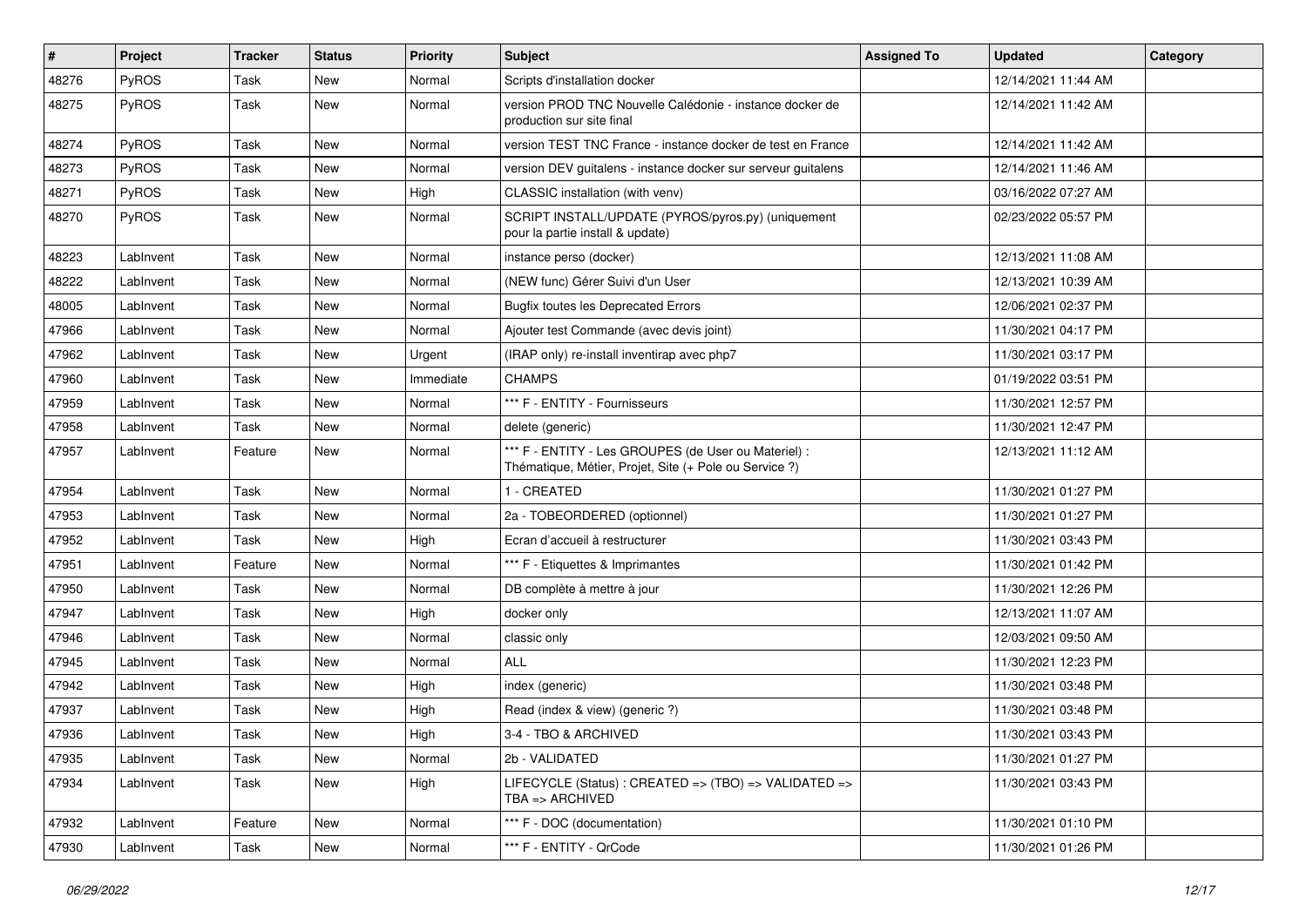| # | Project | Tracker | Status | Priority | Subject | Assigned To | Updated | Category |
|---|---|---|---|---|---|---|---|---|
| 48276 | PyROS | Task | New | Normal | Scripts d'installation docker | | 12/14/2021 11:44 AM | |
| 48275 | PyROS | Task | New | Normal | version PROD TNC Nouvelle Calédonie - instance docker de production sur site final | | 12/14/2021 11:42 AM | |
| 48274 | PyROS | Task | New | Normal | version TEST TNC France - instance docker de test en France | | 12/14/2021 11:42 AM | |
| 48273 | PyROS | Task | New | Normal | version DEV guitalens - instance docker sur serveur guitalens | | 12/14/2021 11:46 AM | |
| 48271 | PyROS | Task | New | High | CLASSIC installation (with venv) | | 03/16/2022 07:27 AM | |
| 48270 | PyROS | Task | New | Normal | SCRIPT INSTALL/UPDATE (PYROS/pyros.py) (uniquement pour la partie install & update) | | 02/23/2022 05:57 PM | |
| 48223 | LabInvent | Task | New | Normal | instance perso (docker) | | 12/13/2021 11:08 AM | |
| 48222 | LabInvent | Task | New | Normal | (NEW func) Gérer Suivi d'un User | | 12/13/2021 10:39 AM | |
| 48005 | LabInvent | Task | New | Normal | Bugfix toutes les Deprecated Errors | | 12/06/2021 02:37 PM | |
| 47966 | LabInvent | Task | New | Normal | Ajouter test Commande (avec devis joint) | | 11/30/2021 04:17 PM | |
| 47962 | LabInvent | Task | New | Urgent | (IRAP only) re-install inventirap avec php7 | | 11/30/2021 03:17 PM | |
| 47960 | LabInvent | Task | New | Immediate | CHAMPS | | 01/19/2022 03:51 PM | |
| 47959 | LabInvent | Task | New | Normal | *** F - ENTITY - Fournisseurs | | 11/30/2021 12:57 PM | |
| 47958 | LabInvent | Task | New | Normal | delete (generic) | | 11/30/2021 12:47 PM | |
| 47957 | LabInvent | Feature | New | Normal | *** F - ENTITY - Les GROUPES (de User ou Materiel) : Thématique, Métier, Projet, Site (+ Pole ou Service ?) | | 12/13/2021 11:12 AM | |
| 47954 | LabInvent | Task | New | Normal | 1 - CREATED | | 11/30/2021 01:27 PM | |
| 47953 | LabInvent | Task | New | Normal | 2a - TOBEORDERED (optionnel) | | 11/30/2021 01:27 PM | |
| 47952 | LabInvent | Task | New | High | Ecran d'accueil à restructurer | | 11/30/2021 03:43 PM | |
| 47951 | LabInvent | Feature | New | Normal | *** F - Etiquettes & Imprimantes | | 11/30/2021 01:42 PM | |
| 47950 | LabInvent | Task | New | Normal | DB complète à mettre à jour | | 11/30/2021 12:26 PM | |
| 47947 | LabInvent | Task | New | High | docker only | | 12/13/2021 11:07 AM | |
| 47946 | LabInvent | Task | New | Normal | classic only | | 12/03/2021 09:50 AM | |
| 47945 | LabInvent | Task | New | Normal | ALL | | 11/30/2021 12:23 PM | |
| 47942 | LabInvent | Task | New | High | index (generic) | | 11/30/2021 03:48 PM | |
| 47937 | LabInvent | Task | New | High | Read (index & view) (generic ?) | | 11/30/2021 03:48 PM | |
| 47936 | LabInvent | Task | New | High | 3-4 - TBO & ARCHIVED | | 11/30/2021 03:43 PM | |
| 47935 | LabInvent | Task | New | Normal | 2b - VALIDATED | | 11/30/2021 01:27 PM | |
| 47934 | LabInvent | Task | New | High | LIFECYCLE (Status) : CREATED => (TBO) => VALIDATED => TBA => ARCHIVED | | 11/30/2021 03:43 PM | |
| 47932 | LabInvent | Feature | New | Normal | *** F - DOC (documentation) | | 11/30/2021 01:10 PM | |
| 47930 | LabInvent | Task | New | Normal | *** F - ENTITY - QrCode | | 11/30/2021 01:26 PM | |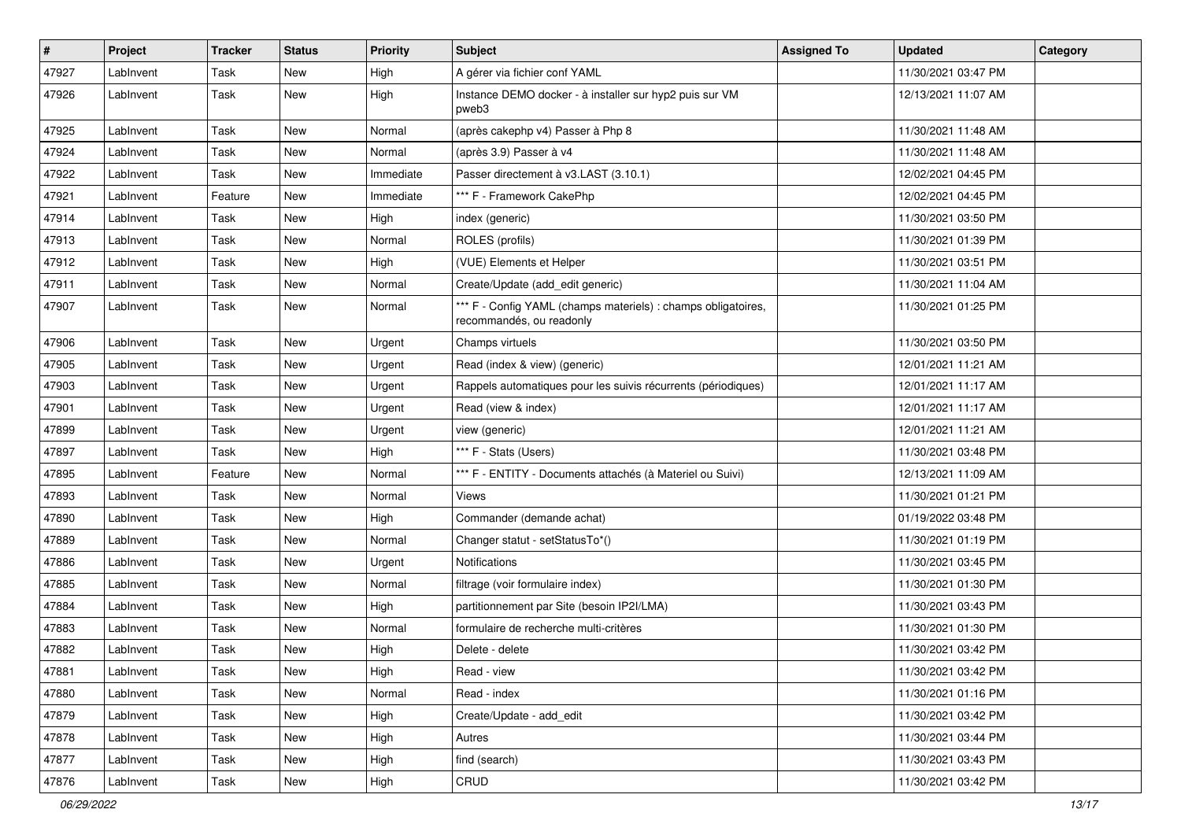| # | Project | Tracker | Status | Priority | Subject | Assigned To | Updated | Category |
| --- | --- | --- | --- | --- | --- | --- | --- | --- |
| 47927 | LabInvent | Task | New | High | A gérer via fichier conf YAML | | 11/30/2021 03:47 PM | |
| 47926 | LabInvent | Task | New | High | Instance DEMO docker - à installer sur hyp2 puis sur VM pweb3 | | 12/13/2021 11:07 AM | |
| 47925 | LabInvent | Task | New | Normal | (après cakephp v4) Passer à Php 8 | | 11/30/2021 11:48 AM | |
| 47924 | LabInvent | Task | New | Normal | (après 3.9) Passer à v4 | | 11/30/2021 11:48 AM | |
| 47922 | LabInvent | Task | New | Immediate | Passer directement à v3.LAST (3.10.1) | | 12/02/2021 04:45 PM | |
| 47921 | LabInvent | Feature | New | Immediate | *** F - Framework CakePhp | | 12/02/2021 04:45 PM | |
| 47914 | LabInvent | Task | New | High | index (generic) | | 11/30/2021 03:50 PM | |
| 47913 | LabInvent | Task | New | Normal | ROLES (profils) | | 11/30/2021 01:39 PM | |
| 47912 | LabInvent | Task | New | High | (VUE) Elements et Helper | | 11/30/2021 03:51 PM | |
| 47911 | LabInvent | Task | New | Normal | Create/Update (add_edit generic) | | 11/30/2021 11:04 AM | |
| 47907 | LabInvent | Task | New | Normal | *** F - Config YAML (champs materiels) : champs obligatoires, recommandés, ou readonly | | 11/30/2021 01:25 PM | |
| 47906 | LabInvent | Task | New | Urgent | Champs virtuels | | 11/30/2021 03:50 PM | |
| 47905 | LabInvent | Task | New | Urgent | Read (index & view) (generic) | | 12/01/2021 11:21 AM | |
| 47903 | LabInvent | Task | New | Urgent | Rappels automatiques pour les suivis récurrents (périodiques) | | 12/01/2021 11:17 AM | |
| 47901 | LabInvent | Task | New | Urgent | Read (view & index) | | 12/01/2021 11:17 AM | |
| 47899 | LabInvent | Task | New | Urgent | view (generic) | | 12/01/2021 11:21 AM | |
| 47897 | LabInvent | Task | New | High | *** F - Stats (Users) | | 11/30/2021 03:48 PM | |
| 47895 | LabInvent | Feature | New | Normal | *** F - ENTITY - Documents attachés (à Materiel ou Suivi) | | 12/13/2021 11:09 AM | |
| 47893 | LabInvent | Task | New | Normal | Views | | 11/30/2021 01:21 PM | |
| 47890 | LabInvent | Task | New | High | Commander (demande achat) | | 01/19/2022 03:48 PM | |
| 47889 | LabInvent | Task | New | Normal | Changer statut - setStatusTo*() | | 11/30/2021 01:19 PM | |
| 47886 | LabInvent | Task | New | Urgent | Notifications | | 11/30/2021 03:45 PM | |
| 47885 | LabInvent | Task | New | Normal | filtrage (voir formulaire index) | | 11/30/2021 01:30 PM | |
| 47884 | LabInvent | Task | New | High | partitionnement par Site (besoin IP2I/LMA) | | 11/30/2021 03:43 PM | |
| 47883 | LabInvent | Task | New | Normal | formulaire de recherche multi-critères | | 11/30/2021 01:30 PM | |
| 47882 | LabInvent | Task | New | High | Delete - delete | | 11/30/2021 03:42 PM | |
| 47881 | LabInvent | Task | New | High | Read - view | | 11/30/2021 03:42 PM | |
| 47880 | LabInvent | Task | New | Normal | Read - index | | 11/30/2021 01:16 PM | |
| 47879 | LabInvent | Task | New | High | Create/Update - add_edit | | 11/30/2021 03:42 PM | |
| 47878 | LabInvent | Task | New | High | Autres | | 11/30/2021 03:44 PM | |
| 47877 | LabInvent | Task | New | High | find (search) | | 11/30/2021 03:43 PM | |
| 47876 | LabInvent | Task | New | High | CRUD | | 11/30/2021 03:42 PM | |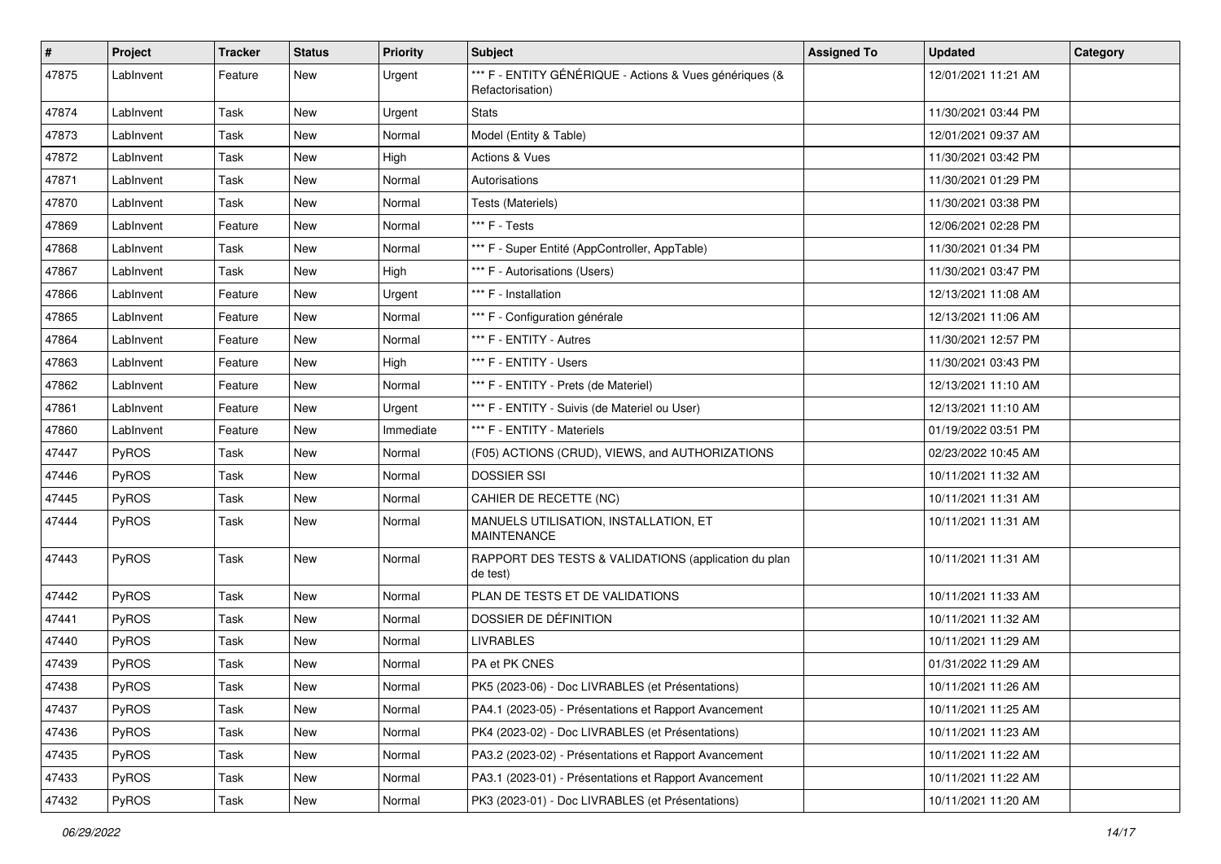| # | Project | Tracker | Status | Priority | Subject | Assigned To | Updated | Category |
|---|---|---|---|---|---|---|---|---|
| 47875 | LabInvent | Feature | New | Urgent | *** F - ENTITY GÉNÉRIQUE - Actions & Vues génériques (& Refactorisation) | | 12/01/2021 11:21 AM | |
| 47874 | LabInvent | Task | New | Urgent | Stats | | 11/30/2021 03:44 PM | |
| 47873 | LabInvent | Task | New | Normal | Model (Entity & Table) | | 12/01/2021 09:37 AM | |
| 47872 | LabInvent | Task | New | High | Actions & Vues | | 11/30/2021 03:42 PM | |
| 47871 | LabInvent | Task | New | Normal | Autorisations | | 11/30/2021 01:29 PM | |
| 47870 | LabInvent | Task | New | Normal | Tests (Materiels) | | 11/30/2021 03:38 PM | |
| 47869 | LabInvent | Feature | New | Normal | *** F - Tests | | 12/06/2021 02:28 PM | |
| 47868 | LabInvent | Task | New | Normal | *** F - Super Entité (AppController, AppTable) | | 11/30/2021 01:34 PM | |
| 47867 | LabInvent | Task | New | High | *** F - Autorisations (Users) | | 11/30/2021 03:47 PM | |
| 47866 | LabInvent | Feature | New | Urgent | *** F - Installation | | 12/13/2021 11:08 AM | |
| 47865 | LabInvent | Feature | New | Normal | *** F - Configuration générale | | 12/13/2021 11:06 AM | |
| 47864 | LabInvent | Feature | New | Normal | *** F - ENTITY - Autres | | 11/30/2021 12:57 PM | |
| 47863 | LabInvent | Feature | New | High | *** F - ENTITY - Users | | 11/30/2021 03:43 PM | |
| 47862 | LabInvent | Feature | New | Normal | *** F - ENTITY - Prets (de Materiel) | | 12/13/2021 11:10 AM | |
| 47861 | LabInvent | Feature | New | Urgent | *** F - ENTITY - Suivis (de Materiel ou User) | | 12/13/2021 11:10 AM | |
| 47860 | LabInvent | Feature | New | Immediate | *** F - ENTITY - Materiels | | 01/19/2022 03:51 PM | |
| 47447 | PyROS | Task | New | Normal | (F05) ACTIONS (CRUD), VIEWS, and AUTHORIZATIONS | | 02/23/2022 10:45 AM | |
| 47446 | PyROS | Task | New | Normal | DOSSIER SSI | | 10/11/2021 11:32 AM | |
| 47445 | PyROS | Task | New | Normal | CAHIER DE RECETTE (NC) | | 10/11/2021 11:31 AM | |
| 47444 | PyROS | Task | New | Normal | MANUELS UTILISATION, INSTALLATION, ET MAINTENANCE | | 10/11/2021 11:31 AM | |
| 47443 | PyROS | Task | New | Normal | RAPPORT DES TESTS & VALIDATIONS (application du plan de test) | | 10/11/2021 11:31 AM | |
| 47442 | PyROS | Task | New | Normal | PLAN DE TESTS ET DE VALIDATIONS | | 10/11/2021 11:33 AM | |
| 47441 | PyROS | Task | New | Normal | DOSSIER DE DÉFINITION | | 10/11/2021 11:32 AM | |
| 47440 | PyROS | Task | New | Normal | LIVRABLES | | 10/11/2021 11:29 AM | |
| 47439 | PyROS | Task | New | Normal | PA et PK CNES | | 01/31/2022 11:29 AM | |
| 47438 | PyROS | Task | New | Normal | PK5 (2023-06) - Doc LIVRABLES (et Présentations) | | 10/11/2021 11:26 AM | |
| 47437 | PyROS | Task | New | Normal | PA4.1 (2023-05) - Présentations et Rapport Avancement | | 10/11/2021 11:25 AM | |
| 47436 | PyROS | Task | New | Normal | PK4 (2023-02) - Doc LIVRABLES (et Présentations) | | 10/11/2021 11:23 AM | |
| 47435 | PyROS | Task | New | Normal | PA3.2 (2023-02) - Présentations et Rapport Avancement | | 10/11/2021 11:22 AM | |
| 47433 | PyROS | Task | New | Normal | PA3.1 (2023-01) - Présentations et Rapport Avancement | | 10/11/2021 11:22 AM | |
| 47432 | PyROS | Task | New | Normal | PK3 (2023-01) - Doc LIVRABLES (et Présentations) | | 10/11/2021 11:20 AM | |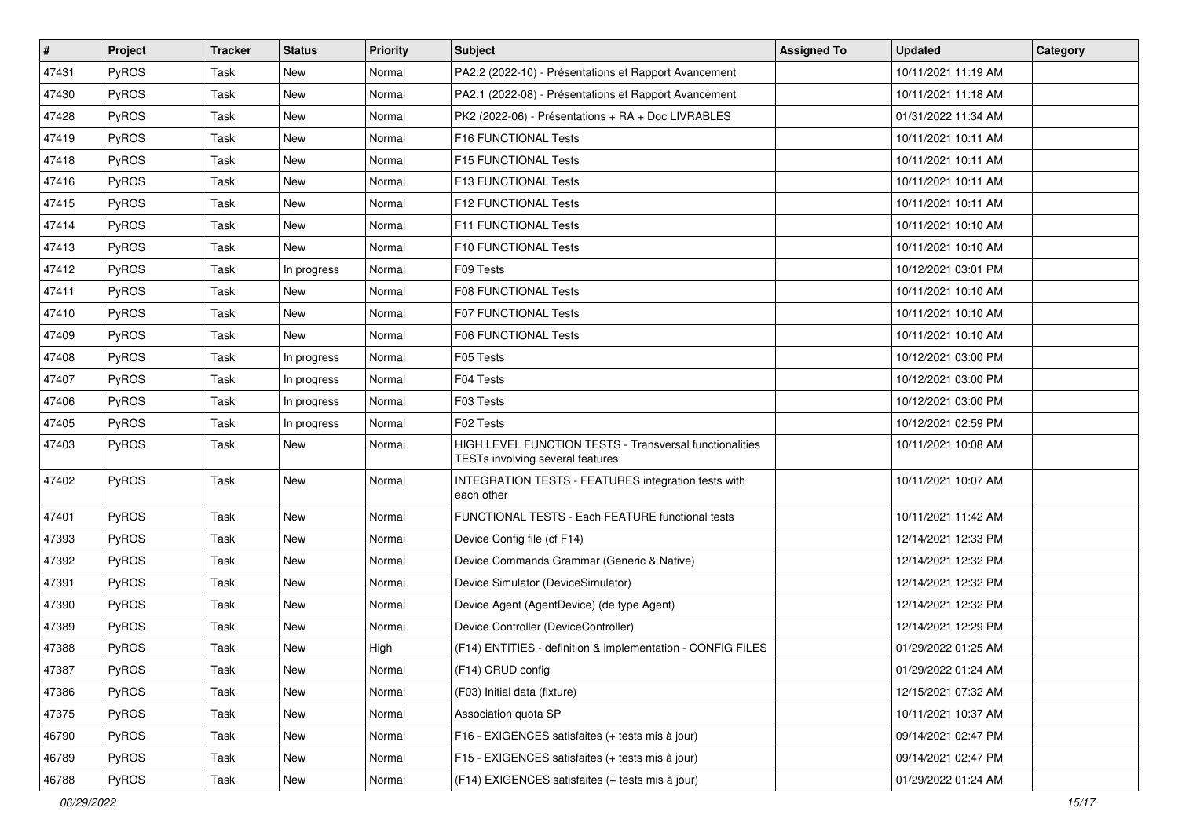| # | Project | Tracker | Status | Priority | Subject | Assigned To | Updated | Category |
|---|---|---|---|---|---|---|---|---|
| 47431 | PyROS | Task | New | Normal | PA2.2 (2022-10) - Présentations et Rapport Avancement | | 10/11/2021 11:19 AM | |
| 47430 | PyROS | Task | New | Normal | PA2.1 (2022-08) - Présentations et Rapport Avancement | | 10/11/2021 11:18 AM | |
| 47428 | PyROS | Task | New | Normal | PK2 (2022-06) - Présentations + RA + Doc LIVRABLES | | 01/31/2022 11:34 AM | |
| 47419 | PyROS | Task | New | Normal | F16 FUNCTIONAL Tests | | 10/11/2021 10:11 AM | |
| 47418 | PyROS | Task | New | Normal | F15 FUNCTIONAL Tests | | 10/11/2021 10:11 AM | |
| 47416 | PyROS | Task | New | Normal | F13 FUNCTIONAL Tests | | 10/11/2021 10:11 AM | |
| 47415 | PyROS | Task | New | Normal | F12 FUNCTIONAL Tests | | 10/11/2021 10:11 AM | |
| 47414 | PyROS | Task | New | Normal | F11 FUNCTIONAL Tests | | 10/11/2021 10:10 AM | |
| 47413 | PyROS | Task | New | Normal | F10 FUNCTIONAL Tests | | 10/11/2021 10:10 AM | |
| 47412 | PyROS | Task | In progress | Normal | F09 Tests | | 10/12/2021 03:01 PM | |
| 47411 | PyROS | Task | New | Normal | F08 FUNCTIONAL Tests | | 10/11/2021 10:10 AM | |
| 47410 | PyROS | Task | New | Normal | F07 FUNCTIONAL Tests | | 10/11/2021 10:10 AM | |
| 47409 | PyROS | Task | New | Normal | F06 FUNCTIONAL Tests | | 10/11/2021 10:10 AM | |
| 47408 | PyROS | Task | In progress | Normal | F05 Tests | | 10/12/2021 03:00 PM | |
| 47407 | PyROS | Task | In progress | Normal | F04 Tests | | 10/12/2021 03:00 PM | |
| 47406 | PyROS | Task | In progress | Normal | F03 Tests | | 10/12/2021 03:00 PM | |
| 47405 | PyROS | Task | In progress | Normal | F02 Tests | | 10/12/2021 02:59 PM | |
| 47403 | PyROS | Task | New | Normal | HIGH LEVEL FUNCTION TESTS - Transversal functionalities TESTs involving several features | | 10/11/2021 10:08 AM | |
| 47402 | PyROS | Task | New | Normal | INTEGRATION TESTS - FEATURES integration tests with each other | | 10/11/2021 10:07 AM | |
| 47401 | PyROS | Task | New | Normal | FUNCTIONAL TESTS - Each FEATURE functional tests | | 10/11/2021 11:42 AM | |
| 47393 | PyROS | Task | New | Normal | Device Config file (cf F14) | | 12/14/2021 12:33 PM | |
| 47392 | PyROS | Task | New | Normal | Device Commands Grammar (Generic & Native) | | 12/14/2021 12:32 PM | |
| 47391 | PyROS | Task | New | Normal | Device Simulator (DeviceSimulator) | | 12/14/2021 12:32 PM | |
| 47390 | PyROS | Task | New | Normal | Device Agent (AgentDevice) (de type Agent) | | 12/14/2021 12:32 PM | |
| 47389 | PyROS | Task | New | Normal | Device Controller (DeviceController) | | 12/14/2021 12:29 PM | |
| 47388 | PyROS | Task | New | High | (F14) ENTITIES - definition & implementation - CONFIG FILES | | 01/29/2022 01:25 AM | |
| 47387 | PyROS | Task | New | Normal | (F14) CRUD config | | 01/29/2022 01:24 AM | |
| 47386 | PyROS | Task | New | Normal | (F03) Initial data (fixture) | | 12/15/2021 07:32 AM | |
| 47375 | PyROS | Task | New | Normal | Association quota SP | | 10/11/2021 10:37 AM | |
| 46790 | PyROS | Task | New | Normal | F16 - EXIGENCES satisfaites (+ tests mis à jour) | | 09/14/2021 02:47 PM | |
| 46789 | PyROS | Task | New | Normal | F15 - EXIGENCES satisfaites (+ tests mis à jour) | | 09/14/2021 02:47 PM | |
| 46788 | PyROS | Task | New | Normal | (F14) EXIGENCES satisfaites (+ tests mis à jour) | | 01/29/2022 01:24 AM | |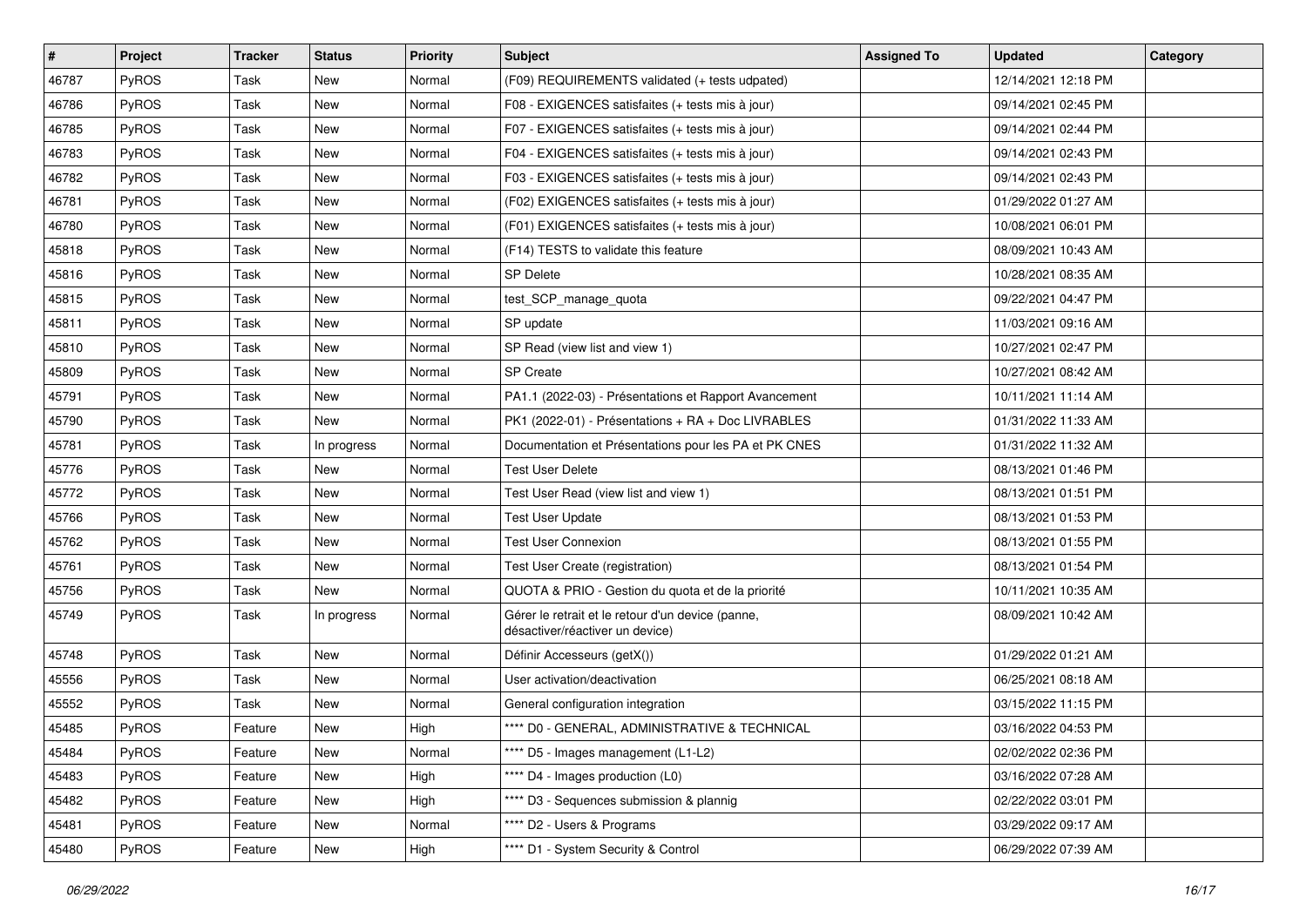| # | Project | Tracker | Status | Priority | Subject | Assigned To | Updated | Category |
|---|---|---|---|---|---|---|---|---|
| 46787 | PyROS | Task | New | Normal | (F09) REQUIREMENTS validated (+ tests udpated) | | 12/14/2021 12:18 PM | |
| 46786 | PyROS | Task | New | Normal | F08 - EXIGENCES satisfaites (+ tests mis à jour) | | 09/14/2021 02:45 PM | |
| 46785 | PyROS | Task | New | Normal | F07 - EXIGENCES satisfaites (+ tests mis à jour) | | 09/14/2021 02:44 PM | |
| 46783 | PyROS | Task | New | Normal | F04 - EXIGENCES satisfaites (+ tests mis à jour) | | 09/14/2021 02:43 PM | |
| 46782 | PyROS | Task | New | Normal | F03 - EXIGENCES satisfaites (+ tests mis à jour) | | 09/14/2021 02:43 PM | |
| 46781 | PyROS | Task | New | Normal | (F02) EXIGENCES satisfaites (+ tests mis à jour) | | 01/29/2022 01:27 AM | |
| 46780 | PyROS | Task | New | Normal | (F01) EXIGENCES satisfaites (+ tests mis à jour) | | 10/08/2021 06:01 PM | |
| 45818 | PyROS | Task | New | Normal | (F14) TESTS to validate this feature | | 08/09/2021 10:43 AM | |
| 45816 | PyROS | Task | New | Normal | SP Delete | | 10/28/2021 08:35 AM | |
| 45815 | PyROS | Task | New | Normal | test_SCP_manage_quota | | 09/22/2021 04:47 PM | |
| 45811 | PyROS | Task | New | Normal | SP update | | 11/03/2021 09:16 AM | |
| 45810 | PyROS | Task | New | Normal | SP Read (view list and view 1) | | 10/27/2021 02:47 PM | |
| 45809 | PyROS | Task | New | Normal | SP Create | | 10/27/2021 08:42 AM | |
| 45791 | PyROS | Task | New | Normal | PA1.1 (2022-03) - Présentations et Rapport Avancement | | 10/11/2021 11:14 AM | |
| 45790 | PyROS | Task | New | Normal | PK1 (2022-01) - Présentations + RA + Doc LIVRABLES | | 01/31/2022 11:33 AM | |
| 45781 | PyROS | Task | In progress | Normal | Documentation et Présentations pour les PA et PK CNES | | 01/31/2022 11:32 AM | |
| 45776 | PyROS | Task | New | Normal | Test User Delete | | 08/13/2021 01:46 PM | |
| 45772 | PyROS | Task | New | Normal | Test User Read (view list and view 1) | | 08/13/2021 01:51 PM | |
| 45766 | PyROS | Task | New | Normal | Test User Update | | 08/13/2021 01:53 PM | |
| 45762 | PyROS | Task | New | Normal | Test User Connexion | | 08/13/2021 01:55 PM | |
| 45761 | PyROS | Task | New | Normal | Test User Create (registration) | | 08/13/2021 01:54 PM | |
| 45756 | PyROS | Task | New | Normal | QUOTA & PRIO - Gestion du quota et de la priorité | | 10/11/2021 10:35 AM | |
| 45749 | PyROS | Task | In progress | Normal | Gérer le retrait et le retour d'un device (panne, désactiver/réactiver un device) | | 08/09/2021 10:42 AM | |
| 45748 | PyROS | Task | New | Normal | Définir Accesseurs (getX()) | | 01/29/2022 01:21 AM | |
| 45556 | PyROS | Task | New | Normal | User activation/deactivation | | 06/25/2021 08:18 AM | |
| 45552 | PyROS | Task | New | Normal | General configuration integration | | 03/15/2022 11:15 PM | |
| 45485 | PyROS | Feature | New | High | **** D0 - GENERAL, ADMINISTRATIVE & TECHNICAL | | 03/16/2022 04:53 PM | |
| 45484 | PyROS | Feature | New | Normal | **** D5 - Images management (L1-L2) | | 02/02/2022 02:36 PM | |
| 45483 | PyROS | Feature | New | High | **** D4 - Images production (L0) | | 03/16/2022 07:28 AM | |
| 45482 | PyROS | Feature | New | High | **** D3 - Sequences submission & plannig | | 02/22/2022 03:01 PM | |
| 45481 | PyROS | Feature | New | Normal | **** D2 - Users & Programs | | 03/29/2022 09:17 AM | |
| 45480 | PyROS | Feature | New | High | **** D1 - System Security & Control | | 06/29/2022 07:39 AM | |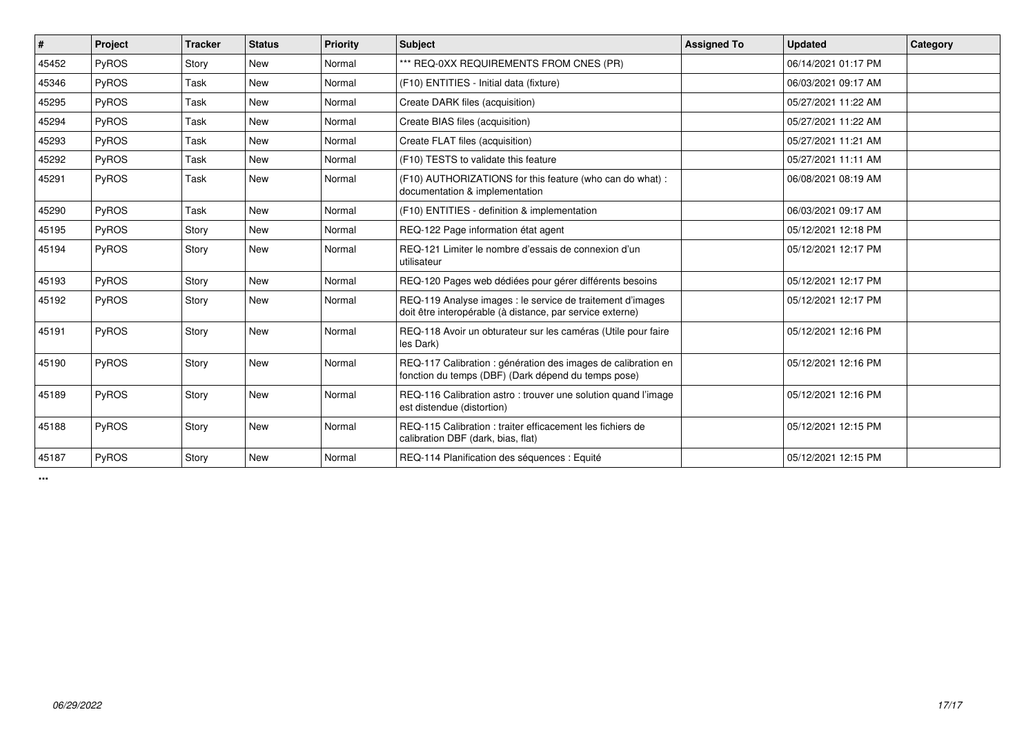| # | Project | Tracker | Status | Priority | Subject | Assigned To | Updated | Category |
|---|---|---|---|---|---|---|---|---|
| 45452 | PyROS | Story | New | Normal | *** REQ-0XX REQUIREMENTS FROM CNES (PR) | | 06/14/2021 01:17 PM | |
| 45346 | PyROS | Task | New | Normal | (F10) ENTITIES - Initial data (fixture) | | 06/03/2021 09:17 AM | |
| 45295 | PyROS | Task | New | Normal | Create DARK files (acquisition) | | 05/27/2021 11:22 AM | |
| 45294 | PyROS | Task | New | Normal | Create BIAS files (acquisition) | | 05/27/2021 11:22 AM | |
| 45293 | PyROS | Task | New | Normal | Create FLAT files (acquisition) | | 05/27/2021 11:21 AM | |
| 45292 | PyROS | Task | New | Normal | (F10) TESTS to validate this feature | | 05/27/2021 11:11 AM | |
| 45291 | PyROS | Task | New | Normal | (F10) AUTHORIZATIONS for this feature (who can do what) : documentation & implementation | | 06/08/2021 08:19 AM | |
| 45290 | PyROS | Task | New | Normal | (F10) ENTITIES - definition & implementation | | 06/03/2021 09:17 AM | |
| 45195 | PyROS | Story | New | Normal | REQ-122 Page information état agent | | 05/12/2021 12:18 PM | |
| 45194 | PyROS | Story | New | Normal | REQ-121 Limiter le nombre d'essais de connexion d'un utilisateur | | 05/12/2021 12:17 PM | |
| 45193 | PyROS | Story | New | Normal | REQ-120 Pages web dédiées pour gérer différents besoins | | 05/12/2021 12:17 PM | |
| 45192 | PyROS | Story | New | Normal | REQ-119 Analyse images : le service de traitement d'images doit être interopérable (à distance, par service externe) | | 05/12/2021 12:17 PM | |
| 45191 | PyROS | Story | New | Normal | REQ-118 Avoir un obturateur sur les caméras (Utile pour faire les Dark) | | 05/12/2021 12:16 PM | |
| 45190 | PyROS | Story | New | Normal | REQ-117 Calibration : génération des images de calibration en fonction du temps (DBF) (Dark dépend du temps pose) | | 05/12/2021 12:16 PM | |
| 45189 | PyROS | Story | New | Normal | REQ-116 Calibration astro : trouver une solution quand l'image est distendue (distortion) | | 05/12/2021 12:16 PM | |
| 45188 | PyROS | Story | New | Normal | REQ-115 Calibration : traiter efficacement les fichiers de calibration DBF (dark, bias, flat) | | 05/12/2021 12:15 PM | |
| 45187 | PyROS | Story | New | Normal | REQ-114 Planification des séquences : Equité | | 05/12/2021 12:15 PM | |

...